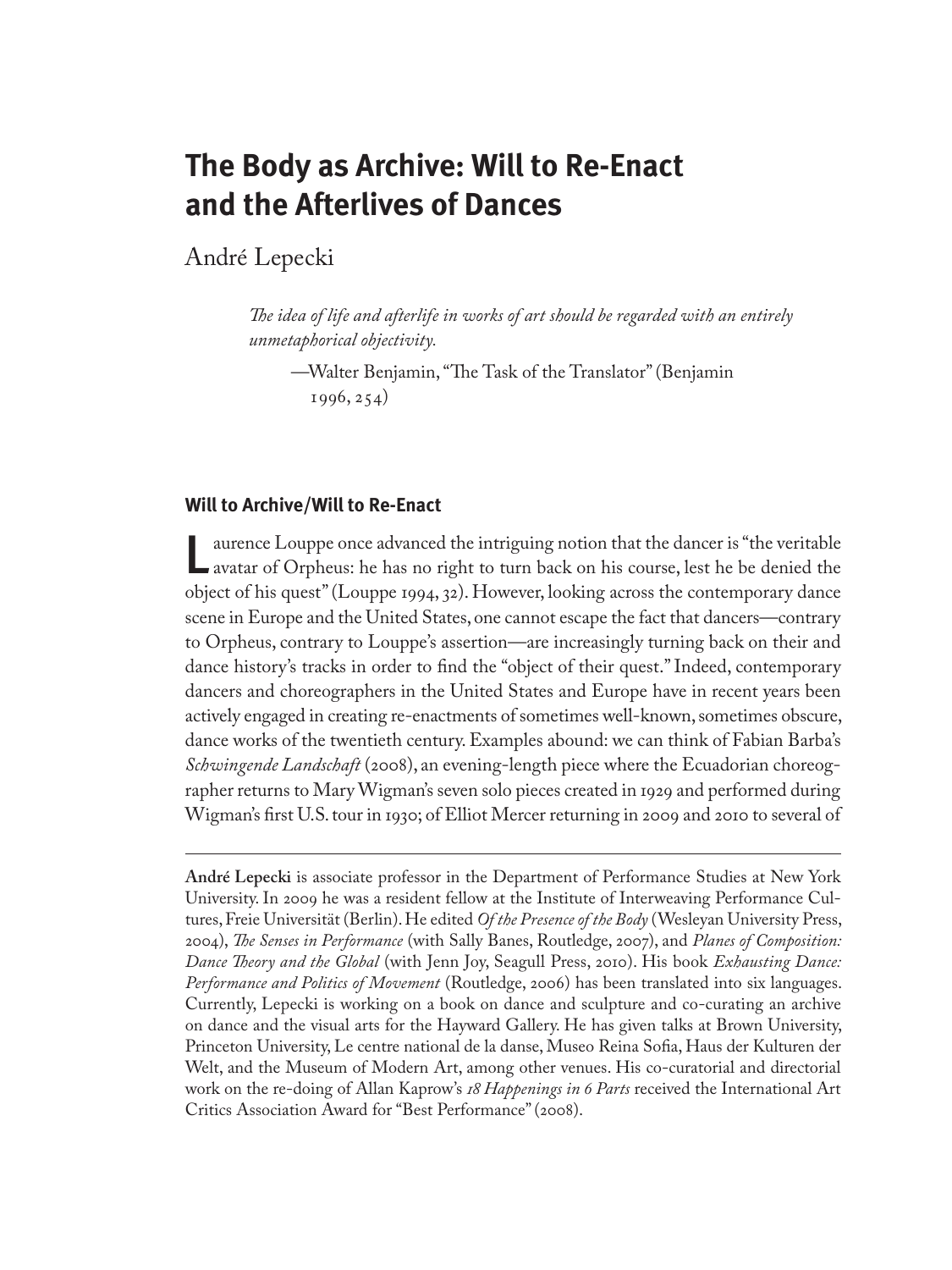# The Body as Archive: Will to Re-Enact and the Afterlives of Dances

André Lepecki

> *The idea of life and afterlife in works of art should be regarded with an entirely unmetaphorical objectivity.*
>
> —Walter Benjamin, "The Task of the Translator" (Benjamin 1996, 254)

## Will to Archive/Will to Re-Enact

Laurence Louppe once advanced the intriguing notion that the dancer is "the veritable avatar of Orpheus: he has no right to turn back on his course, lest he be denied the object of his quest" (Louppe 1994, 32). However, looking across the contemporary dance scene in Europe and the United States, one cannot escape the fact that dancers—contrary to Orpheus, contrary to Louppe's assertion—are increasingly turning back on their and dance history's tracks in order to find the "object of their quest." Indeed, contemporary dancers and choreographers in the United States and Europe have in recent years been actively engaged in creating re-enactments of sometimes well-known, sometimes obscure, dance works of the twentieth century. Examples abound: we can think of Fabian Barba's *Schwingende Landschaft* (2008), an evening-length piece where the Ecuadorian choreographer returns to Mary Wigman's seven solo pieces created in 1929 and performed during Wigman's first U.S. tour in 1930; of Elliot Mercer returning in 2009 and 2010 to several of

---

**André Lepecki** is associate professor in the Department of Performance Studies at New York University. In 2009 he was a resident fellow at the Institute of Interweaving Performance Cultures, Freie Universität (Berlin). He edited *Of the Presence of the Body* (Wesleyan University Press, 2004), *The Senses in Performance* (with Sally Banes, Routledge, 2007), and *Planes of Composition: Dance Theory and the Global* (with Jenn Joy, Seagull Press, 2010). His book *Exhausting Dance: Performance and Politics of Movement* (Routledge, 2006) has been translated into six languages. Currently, Lepecki is working on a book on dance and sculpture and co-curating an archive on dance and the visual arts for the Hayward Gallery. He has given talks at Brown University, Princeton University, Le centre national de la danse, Museo Reina Sofia, Haus der Kulturen der Welt, and the Museum of Modern Art, among other venues. His co-curatorial and directorial work on the re-doing of Allan Kaprow's *18 Happenings in 6 Parts* received the International Art Critics Association Award for "Best Performance" (2008).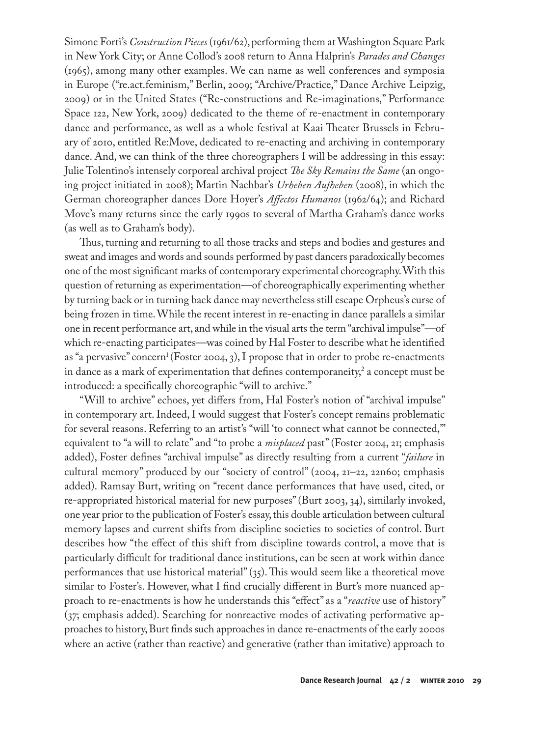Simone Forti's *Construction Pieces* (1961/62), performing them at Washington Square Park in New York City; or Anne Collod's 2008 return to Anna Halprin's *Parades and Changes* (1965), among many other examples. We can name as well conferences and symposia in Europe ("re.act.feminism," Berlin, 2009; "Archive/Practice," Dance Archive Leipzig, 2009) or in the United States ("Re-constructions and Re-imaginations," Performance Space 122, New York, 2009) dedicated to the theme of re-enactment in contemporary dance and performance, as well as a whole festival at Kaai Theater Brussels in February of 2010, entitled Re:Move, dedicated to re-enacting and archiving in contemporary dance. And, we can think of the three choreographers I will be addressing in this essay: Julie Tolentino's intensely corporeal archival project *The Sky Remains the Same* (an ongoing project initiated in 2008); Martin Nachbar's *Urheben Aufheben* (2008), in which the German choreographer dances Dore Hoyer's *Affectos Humanos* (1962/64); and Richard Move's many returns since the early 1990s to several of Martha Graham's dance works (as well as to Graham's body).

Thus, turning and returning to all those tracks and steps and bodies and gestures and sweat and images and words and sounds performed by past dancers paradoxically becomes one of the most significant marks of contemporary experimental choreography. With this question of returning as experimentation—of choreographically experimenting whether by turning back or in turning back dance may nevertheless still escape Orpheus's curse of being frozen in time. While the recent interest in re-enacting in dance parallels a similar one in recent performance art, and while in the visual arts the term "archival impulse"—of which re-enacting participates—was coined by Hal Foster to describe what he identified as "a pervasive" concern[1] (Foster 2004, 3), I propose that in order to probe re-enactments in dance as a mark of experimentation that defines contemporaneity,[2] a concept must be introduced: a specifically choreographic "will to archive."

"Will to archive" echoes, yet differs from, Hal Foster's notion of "archival impulse" in contemporary art. Indeed, I would suggest that Foster's concept remains problematic for several reasons. Referring to an artist's "will 'to connect what cannot be connected,'" equivalent to "a will to relate" and "to probe a *misplaced* past" (Foster 2004, 21; emphasis added), Foster defines "archival impulse" as directly resulting from a current "*failure* in cultural memory" produced by our "society of control" (2004, 21–22, 22n60; emphasis added). Ramsay Burt, writing on "recent dance performances that have used, cited, or re-appropriated historical material for new purposes" (Burt 2003, 34), similarly invoked, one year prior to the publication of Foster's essay, this double articulation between cultural memory lapses and current shifts from discipline societies to societies of control. Burt describes how "the effect of this shift from discipline towards control, a move that is particularly difficult for traditional dance institutions, can be seen at work within dance performances that use historical material" (35). This would seem like a theoretical move similar to Foster's. However, what I find crucially different in Burt's more nuanced approach to re-enactments is how he understands this "effect" as a "*reactive* use of history" (37; emphasis added). Searching for nonreactive modes of activating performative approaches to history, Burt finds such approaches in dance re-enactments of the early 2000s where an active (rather than reactive) and generative (rather than imitative) approach to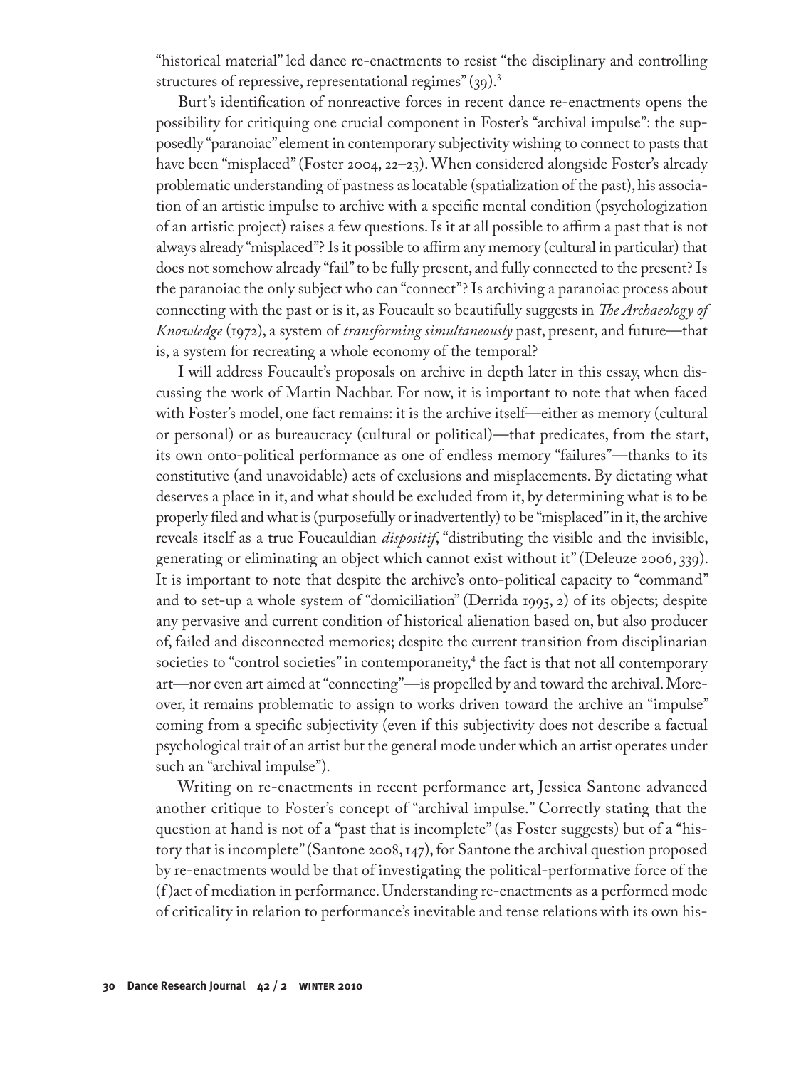"historical material" led dance re-enactments to resist "the disciplinary and controlling structures of repressive, representational regimes" (39).[3]

Burt's identification of nonreactive forces in recent dance re-enactments opens the possibility for critiquing one crucial component in Foster's "archival impulse": the supposedly "paranoiac" element in contemporary subjectivity wishing to connect to pasts that have been "misplaced" (Foster 2004, 22–23). When considered alongside Foster's already problematic understanding of pastness as locatable (spatialization of the past), his association of an artistic impulse to archive with a specific mental condition (psychologization of an artistic project) raises a few questions. Is it at all possible to affirm a past that is not always already "misplaced"? Is it possible to affirm any memory (cultural in particular) that does not somehow already "fail" to be fully present, and fully connected to the present? Is the paranoiac the only subject who can "connect"? Is archiving a paranoiac process about connecting with the past or is it, as Foucault so beautifully suggests in *The Archaeology of Knowledge* (1972), a system of *transforming simultaneously* past, present, and future—that is, a system for recreating a whole economy of the temporal?

I will address Foucault's proposals on archive in depth later in this essay, when discussing the work of Martin Nachbar. For now, it is important to note that when faced with Foster's model, one fact remains: it is the archive itself—either as memory (cultural or personal) or as bureaucracy (cultural or political)—that predicates, from the start, its own onto-political performance as one of endless memory "failures"—thanks to its constitutive (and unavoidable) acts of exclusions and misplacements. By dictating what deserves a place in it, and what should be excluded from it, by determining what is to be properly filed and what is (purposefully or inadvertently) to be "misplaced" in it, the archive reveals itself as a true Foucauldian *dispositif*, "distributing the visible and the invisible, generating or eliminating an object which cannot exist without it" (Deleuze 2006, 339). It is important to note that despite the archive's onto-political capacity to "command" and to set-up a whole system of "domiciliation" (Derrida 1995, 2) of its objects; despite any pervasive and current condition of historical alienation based on, but also producer of, failed and disconnected memories; despite the current transition from disciplinarian societies to "control societies" in contemporaneity,[4] the fact is that not all contemporary art—nor even art aimed at "connecting"—is propelled by and toward the archival. Moreover, it remains problematic to assign to works driven toward the archive an "impulse" coming from a specific subjectivity (even if this subjectivity does not describe a factual psychological trait of an artist but the general mode under which an artist operates under such an "archival impulse").

Writing on re-enactments in recent performance art, Jessica Santone advanced another critique to Foster's concept of "archival impulse." Correctly stating that the question at hand is not of a "past that is incomplete" (as Foster suggests) but of a "history that is incomplete" (Santone 2008, 147), for Santone the archival question proposed by re-enactments would be that of investigating the political-performative force of the (f)act of mediation in performance. Understanding re-enactments as a performed mode of criticality in relation to performance's inevitable and tense relations with its own his-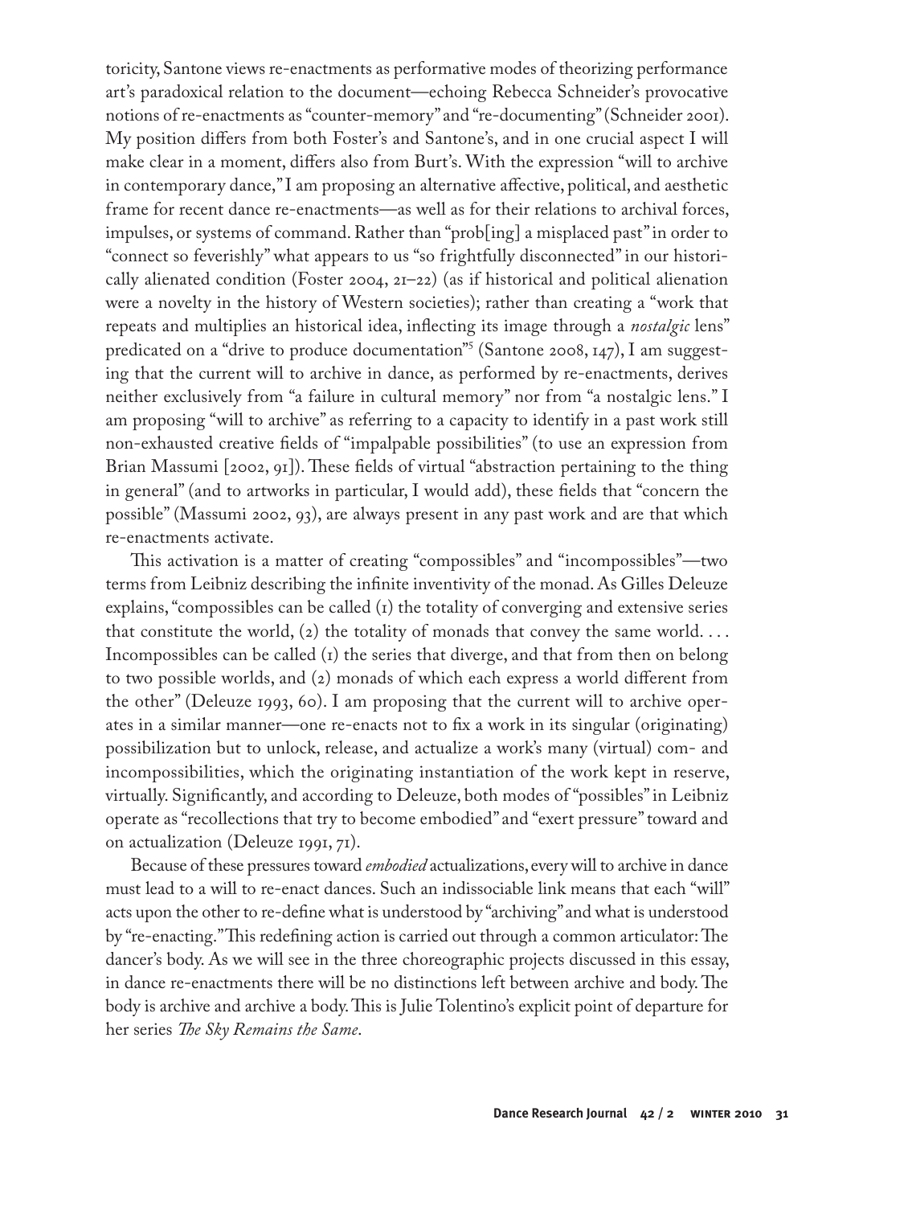toricity, Santone views re-enactments as performative modes of theorizing performance art's paradoxical relation to the document—echoing Rebecca Schneider's provocative notions of re-enactments as "counter-memory" and "re-documenting" (Schneider 2001). My position differs from both Foster's and Santone's, and in one crucial aspect I will make clear in a moment, differs also from Burt's. With the expression "will to archive in contemporary dance," I am proposing an alternative affective, political, and aesthetic frame for recent dance re-enactments—as well as for their relations to archival forces, impulses, or systems of command. Rather than "prob[ing] a misplaced past" in order to "connect so feverishly" what appears to us "so frightfully disconnected" in our historically alienated condition (Foster 2004, 21–22) (as if historical and political alienation were a novelty in the history of Western societies); rather than creating a "work that repeats and multiplies an historical idea, inflecting its image through a *nostalgic* lens" predicated on a "drive to produce documentation"[5] (Santone 2008, 147), I am suggesting that the current will to archive in dance, as performed by re-enactments, derives neither exclusively from "a failure in cultural memory" nor from "a nostalgic lens." I am proposing "will to archive" as referring to a capacity to identify in a past work still non-exhausted creative fields of "impalpable possibilities" (to use an expression from Brian Massumi [2002, 91]). These fields of virtual "abstraction pertaining to the thing in general" (and to artworks in particular, I would add), these fields that "concern the possible" (Massumi 2002, 93), are always present in any past work and are that which re-enactments activate.

This activation is a matter of creating "compossibles" and "incompossibles"—two terms from Leibniz describing the infinite inventivity of the monad. As Gilles Deleuze explains, "compossibles can be called (1) the totality of converging and extensive series that constitute the world, (2) the totality of monads that convey the same world. . . . Incompossibles can be called (1) the series that diverge, and that from then on belong to two possible worlds, and (2) monads of which each express a world different from the other" (Deleuze 1993, 60). I am proposing that the current will to archive operates in a similar manner—one re-enacts not to fix a work in its singular (originating) possibilization but to unlock, release, and actualize a work's many (virtual) com- and incompossibilities, which the originating instantiation of the work kept in reserve, virtually. Significantly, and according to Deleuze, both modes of "possibles" in Leibniz operate as "recollections that try to become embodied" and "exert pressure" toward and on actualization (Deleuze 1991, 71).

Because of these pressures toward *embodied* actualizations, every will to archive in dance must lead to a will to re-enact dances. Such an indissociable link means that each "will" acts upon the other to re-define what is understood by "archiving" and what is understood by "re-enacting." This redefining action is carried out through a common articulator: The dancer's body. As we will see in the three choreographic projects discussed in this essay, in dance re-enactments there will be no distinctions left between archive and body. The body is archive and archive a body. This is Julie Tolentino's explicit point of departure for her series *The Sky Remains the Same*.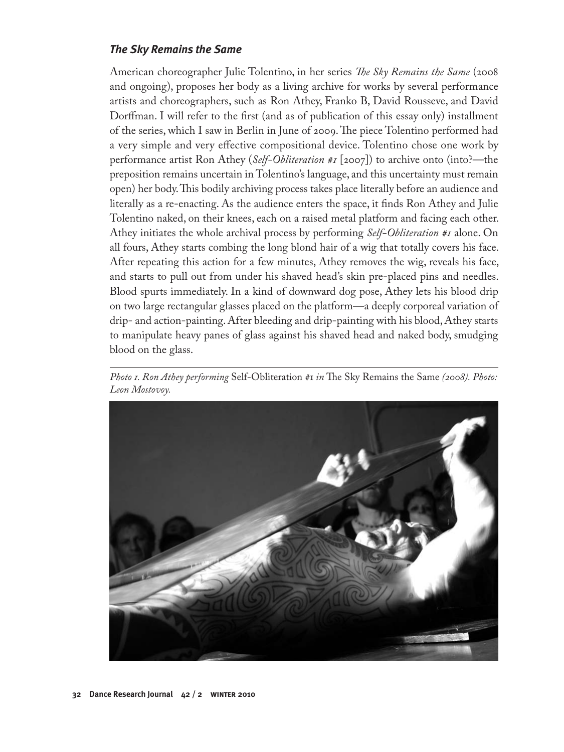### *The Sky Remains the Same*

American choreographer Julie Tolentino, in her series *The Sky Remains the Same* (2008 and ongoing), proposes her body as a living archive for works by several performance artists and choreographers, such as Ron Athey, Franko B, David Rousseve, and David Dorffman. I will refer to the first (and as of publication of this essay only) installment of the series, which I saw in Berlin in June of 2009. The piece Tolentino performed had a very simple and very effective compositional device. Tolentino chose one work by performance artist Ron Athey (*Self-Obliteration #1* [2007]) to archive onto (into?—the preposition remains uncertain in Tolentino's language, and this uncertainty must remain open) her body. This bodily archiving process takes place literally before an audience and literally as a re-enacting. As the audience enters the space, it finds Ron Athey and Julie Tolentino naked, on their knees, each on a raised metal platform and facing each other. Athey initiates the whole archival process by performing *Self-Obliteration #1* alone. On all fours, Athey starts combing the long blond hair of a wig that totally covers his face. After repeating this action for a few minutes, Athey removes the wig, reveals his face, and starts to pull out from under his shaved head's skin pre-placed pins and needles. Blood spurts immediately. In a kind of downward dog pose, Athey lets his blood drip on two large rectangular glasses placed on the platform—a deeply corporeal variation of drip- and action-painting. After bleeding and drip-painting with his blood, Athey starts to manipulate heavy panes of glass against his shaved head and naked body, smudging blood on the glass.

*Photo 1. Ron Athey performing* Self-Obliteration #1 *in* The Sky Remains the Same *(2008). Photo: Leon Mostovoy.*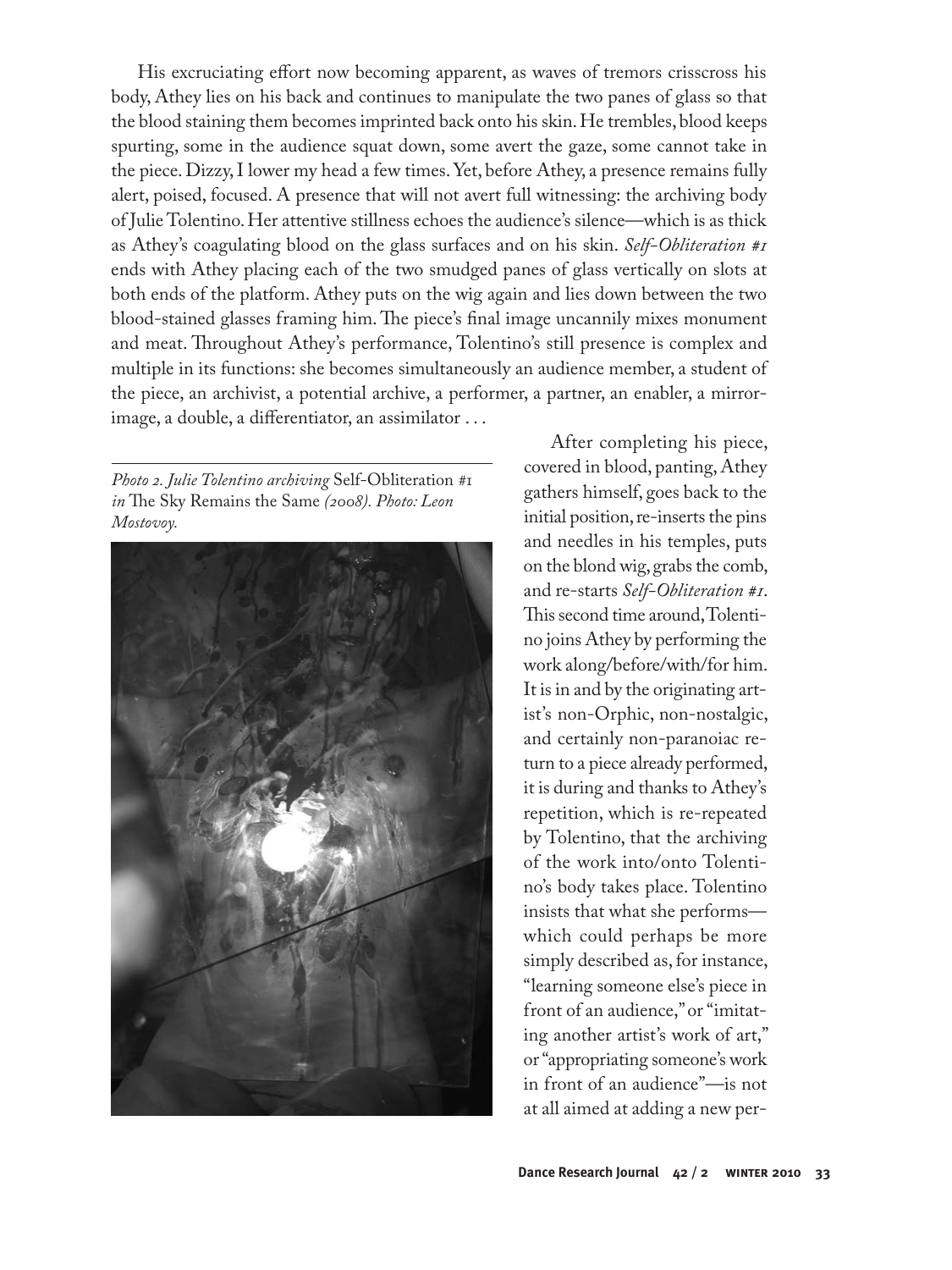His excruciating effort now becoming apparent, as waves of tremors crisscross his body, Athey lies on his back and continues to manipulate the two panes of glass so that the blood staining them becomes imprinted back onto his skin. He trembles, blood keeps spurting, some in the audience squat down, some avert the gaze, some cannot take in the piece. Dizzy, I lower my head a few times. Yet, before Athey, a presence remains fully alert, poised, focused. A presence that will not avert full witnessing: the archiving body of Julie Tolentino. Her attentive stillness echoes the audience's silence—which is as thick as Athey's coagulating blood on the glass surfaces and on his skin. *Self-Obliteration #1* ends with Athey placing each of the two smudged panes of glass vertically on slots at both ends of the platform. Athey puts on the wig again and lies down between the two blood-stained glasses framing him. The piece's final image uncannily mixes monument and meat. Throughout Athey's performance, Tolentino's still presence is complex and multiple in its functions: she becomes simultaneously an audience member, a student of the piece, an archivist, a potential archive, a performer, a partner, an enabler, a mirror-image, a double, a differentiator, an assimilator . . .

*Photo 2. Julie Tolentino archiving* Self-Obliteration #1 *in* The Sky Remains the Same *(2008). Photo: Leon Mostovoy.*

After completing his piece, covered in blood, panting, Athey gathers himself, goes back to the initial position, re-inserts the pins and needles in his temples, puts on the blond wig, grabs the comb, and re-starts *Self-Obliteration #1*. This second time around, Tolentino joins Athey by performing the work along/before/with/for him. It is in and by the originating artist's non-Orphic, non-nostalgic, and certainly non-paranoiac return to a piece already performed, it is during and thanks to Athey's repetition, which is re-repeated by Tolentino, that the archiving of the work into/onto Tolentino's body takes place. Tolentino insists that what she performs—which could perhaps be more simply described as, for instance, "learning someone else's piece in front of an audience," or "imitating another artist's work of art," or "appropriating someone's work in front of an audience"—is not at all aimed at adding a new per-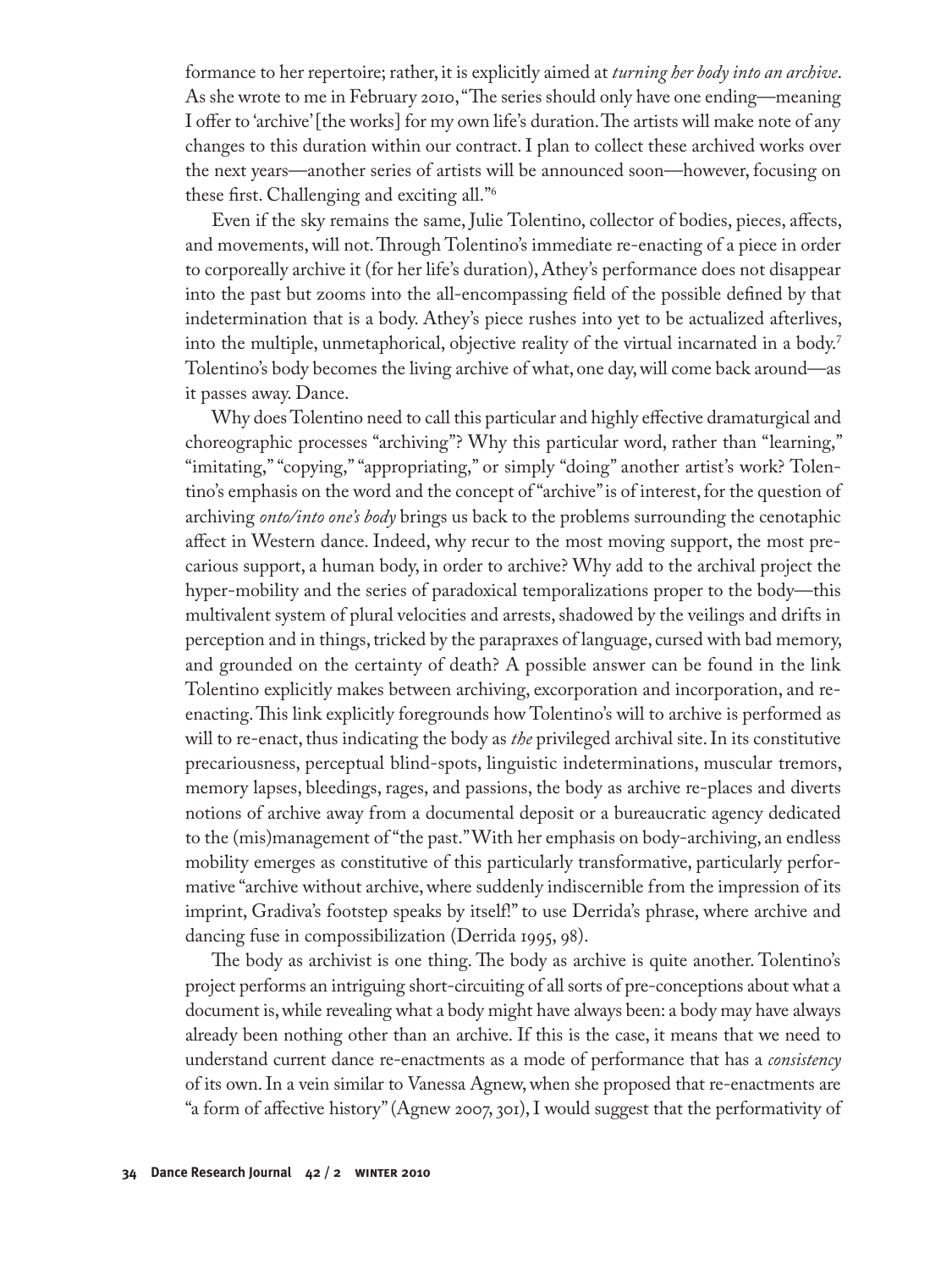formance to her repertoire; rather, it is explicitly aimed at *turning her body into an archive*. As she wrote to me in February 2010, "The series should only have one ending—meaning I offer to 'archive' [the works] for my own life's duration. The artists will make note of any changes to this duration within our contract. I plan to collect these archived works over the next years—another series of artists will be announced soon—however, focusing on these first. Challenging and exciting all."[6]

Even if the sky remains the same, Julie Tolentino, collector of bodies, pieces, affects, and movements, will not. Through Tolentino's immediate re-enacting of a piece in order to corporeally archive it (for her life's duration), Athey's performance does not disappear into the past but zooms into the all-encompassing field of the possible defined by that indetermination that is a body. Athey's piece rushes into yet to be actualized afterlives, into the multiple, unmetaphorical, objective reality of the virtual incarnated in a body.[7] Tolentino's body becomes the living archive of what, one day, will come back around—as it passes away. Dance.

Why does Tolentino need to call this particular and highly effective dramaturgical and choreographic processes "archiving"? Why this particular word, rather than "learning," "imitating," "copying," "appropriating," or simply "doing" another artist's work? Tolentino's emphasis on the word and the concept of "archive" is of interest, for the question of archiving *onto/into one's body* brings us back to the problems surrounding the cenotaphic affect in Western dance. Indeed, why recur to the most moving support, the most precarious support, a human body, in order to archive? Why add to the archival project the hyper-mobility and the series of paradoxical temporalizations proper to the body—this multivalent system of plural velocities and arrests, shadowed by the veilings and drifts in perception and in things, tricked by the parapraxes of language, cursed with bad memory, and grounded on the certainty of death? A possible answer can be found in the link Tolentino explicitly makes between archiving, excorporation and incorporation, and re-enacting. This link explicitly foregrounds how Tolentino's will to archive is performed as will to re-enact, thus indicating the body as *the* privileged archival site. In its constitutive precariousness, perceptual blind-spots, linguistic indeterminations, muscular tremors, memory lapses, bleedings, rages, and passions, the body as archive re-places and diverts notions of archive away from a documental deposit or a bureaucratic agency dedicated to the (mis)management of "the past." With her emphasis on body-archiving, an endless mobility emerges as constitutive of this particularly transformative, particularly performative "archive without archive, where suddenly indiscernible from the impression of its imprint, Gradiva's footstep speaks by itself!" to use Derrida's phrase, where archive and dancing fuse in compossibilization (Derrida 1995, 98).

The body as archivist is one thing. The body as archive is quite another. Tolentino's project performs an intriguing short-circuiting of all sorts of pre-conceptions about what a document is, while revealing what a body might have always been: a body may have always already been nothing other than an archive. If this is the case, it means that we need to understand current dance re-enactments as a mode of performance that has a *consistency* of its own. In a vein similar to Vanessa Agnew, when she proposed that re-enactments are "a form of affective history" (Agnew 2007, 301), I would suggest that the performativity of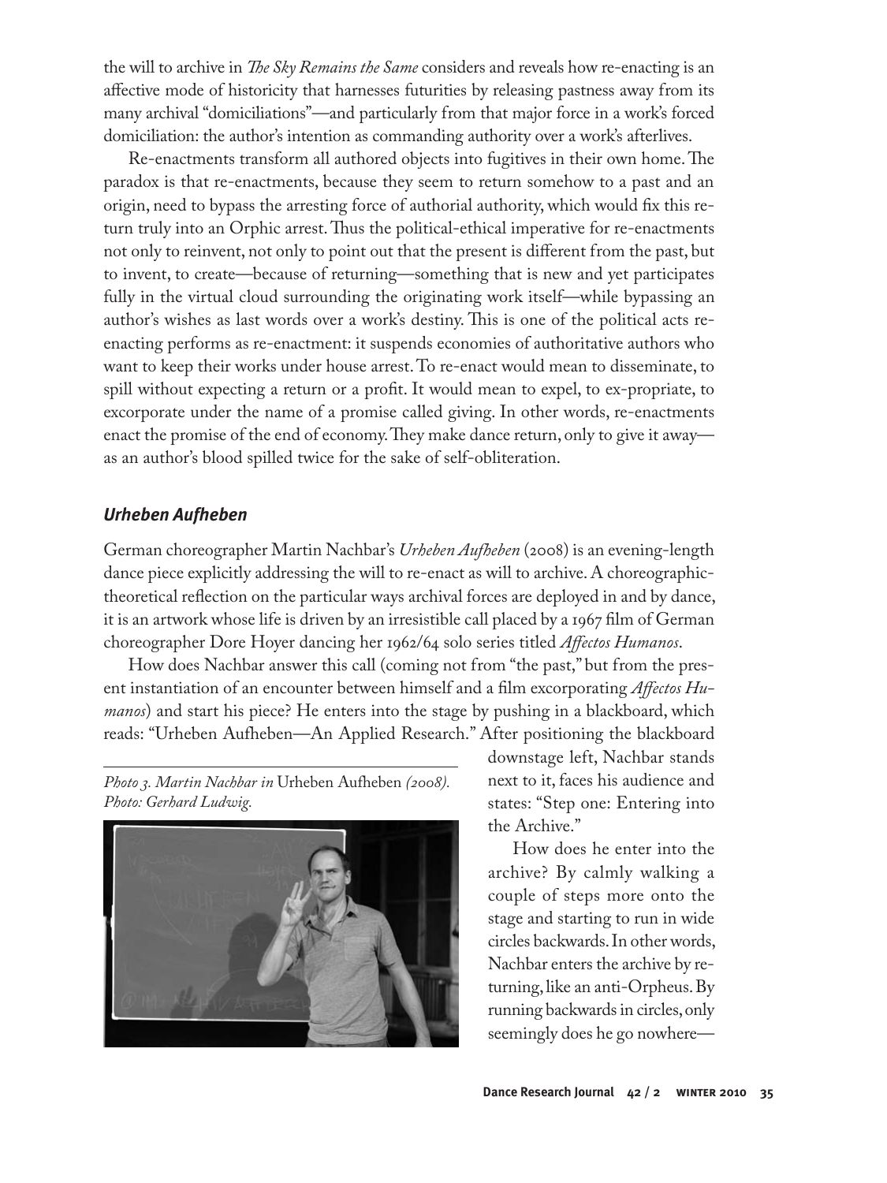the will to archive in *The Sky Remains the Same* considers and reveals how re-enacting is an affective mode of historicity that harnesses futurities by releasing pastness away from its many archival "domiciliations"—and particularly from that major force in a work's forced domiciliation: the author's intention as commanding authority over a work's afterlives.

Re-enactments transform all authored objects into fugitives in their own home. The paradox is that re-enactments, because they seem to return somehow to a past and an origin, need to bypass the arresting force of authorial authority, which would fix this return truly into an Orphic arrest. Thus the political-ethical imperative for re-enactments not only to reinvent, not only to point out that the present is different from the past, but to invent, to create—because of returning—something that is new and yet participates fully in the virtual cloud surrounding the originating work itself—while bypassing an author's wishes as last words over a work's destiny. This is one of the political acts re-enacting performs as re-enactment: it suspends economies of authoritative authors who want to keep their works under house arrest. To re-enact would mean to disseminate, to spill without expecting a return or a profit. It would mean to expel, to ex-propriate, to excorporate under the name of a promise called giving. In other words, re-enactments enact the promise of the end of economy. They make dance return, only to give it away—as an author's blood spilled twice for the sake of self-obliteration.

## *Urheben Aufheben*

German choreographer Martin Nachbar's *Urheben Aufheben* (2008) is an evening-length dance piece explicitly addressing the will to re-enact as will to archive. A choreographic-theoretical reflection on the particular ways archival forces are deployed in and by dance, it is an artwork whose life is driven by an irresistible call placed by a 1967 film of German choreographer Dore Hoyer dancing her 1962/64 solo series titled *Affectos Humanos*.

How does Nachbar answer this call (coming not from "the past," but from the present instantiation of an encounter between himself and a film excorporating *Affectos Humanos*) and start his piece? He enters into the stage by pushing in a blackboard, which reads: "Urheben Aufheben—An Applied Research." After positioning the blackboard downstage left, Nachbar stands next to it, faces his audience and states: "Step one: Entering into the Archive."

*Photo 3. Martin Nachbar in* Urheben Aufheben *(2008). Photo: Gerhard Ludwig.*

How does he enter into the archive? By calmly walking a couple of steps more onto the stage and starting to run in wide circles backwards. In other words, Nachbar enters the archive by returning, like an anti-Orpheus. By running backwards in circles, only seemingly does he go nowhere—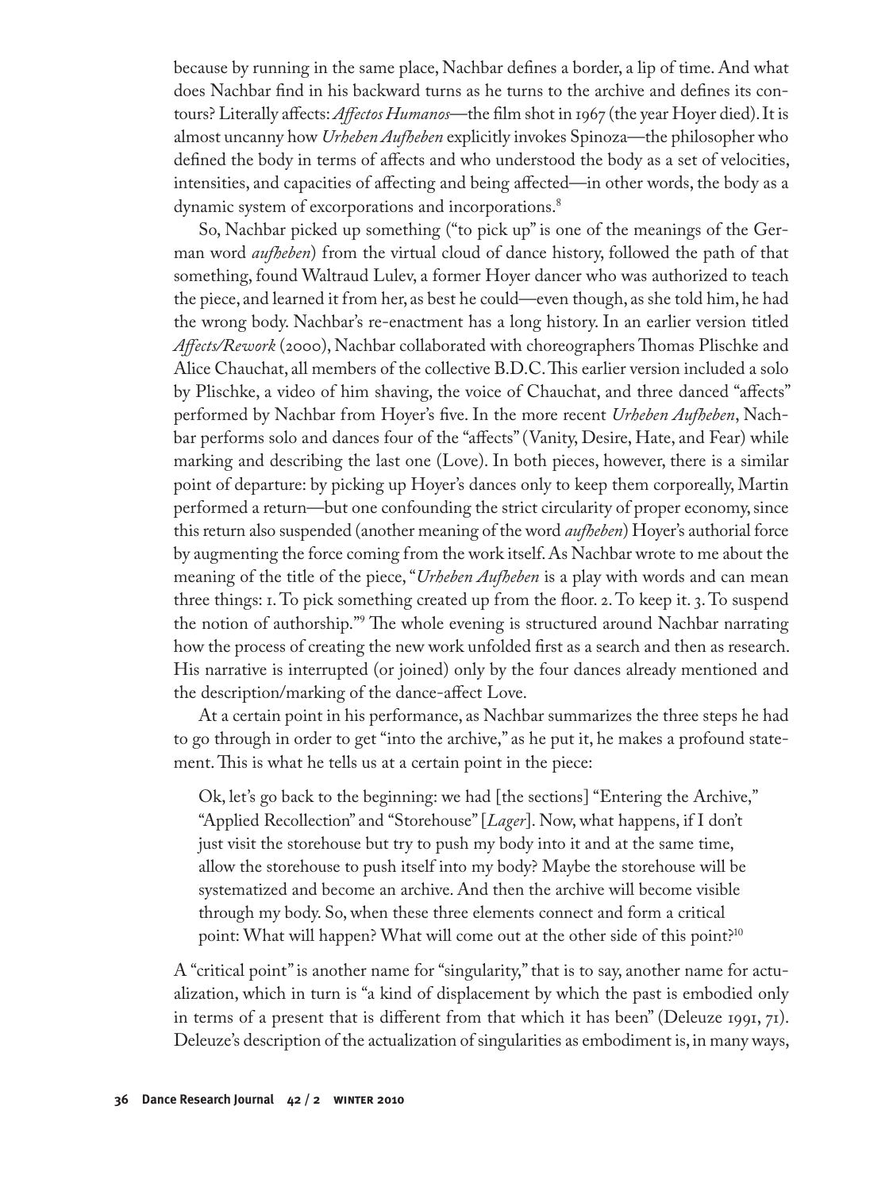because by running in the same place, Nachbar defines a border, a lip of time. And what does Nachbar find in his backward turns as he turns to the archive and defines its contours? Literally affects: *Affectos Humanos*—the film shot in 1967 (the year Hoyer died). It is almost uncanny how *Urheben Aufheben* explicitly invokes Spinoza—the philosopher who defined the body in terms of affects and who understood the body as a set of velocities, intensities, and capacities of affecting and being affected—in other words, the body as a dynamic system of excorporations and incorporations.[8]

So, Nachbar picked up something ("to pick up" is one of the meanings of the German word *aufheben*) from the virtual cloud of dance history, followed the path of that something, found Waltraud Lulev, a former Hoyer dancer who was authorized to teach the piece, and learned it from her, as best he could—even though, as she told him, he had the wrong body. Nachbar's re-enactment has a long history. In an earlier version titled *Affects/Rework* (2000), Nachbar collaborated with choreographers Thomas Plischke and Alice Chauchat, all members of the collective B.D.C. This earlier version included a solo by Plischke, a video of him shaving, the voice of Chauchat, and three danced "affects" performed by Nachbar from Hoyer's five. In the more recent *Urheben Aufheben*, Nachbar performs solo and dances four of the "affects" (Vanity, Desire, Hate, and Fear) while marking and describing the last one (Love). In both pieces, however, there is a similar point of departure: by picking up Hoyer's dances only to keep them corporeally, Martin performed a return—but one confounding the strict circularity of proper economy, since this return also suspended (another meaning of the word *aufheben*) Hoyer's authorial force by augmenting the force coming from the work itself. As Nachbar wrote to me about the meaning of the title of the piece, "*Urheben Aufheben* is a play with words and can mean three things: 1. To pick something created up from the floor. 2. To keep it. 3. To suspend the notion of authorship."[9] The whole evening is structured around Nachbar narrating how the process of creating the new work unfolded first as a search and then as research. His narrative is interrupted (or joined) only by the four dances already mentioned and the description/marking of the dance-affect Love.

At a certain point in his performance, as Nachbar summarizes the three steps he had to go through in order to get "into the archive," as he put it, he makes a profound statement. This is what he tells us at a certain point in the piece:

> Ok, let's go back to the beginning: we had [the sections] "Entering the Archive," "Applied Recollection" and "Storehouse" [*Lager*]. Now, what happens, if I don't just visit the storehouse but try to push my body into it and at the same time, allow the storehouse to push itself into my body? Maybe the storehouse will be systematized and become an archive. And then the archive will become visible through my body. So, when these three elements connect and form a critical point: What will happen? What will come out at the other side of this point?[10]

A "critical point" is another name for "singularity," that is to say, another name for actualization, which in turn is "a kind of displacement by which the past is embodied only in terms of a present that is different from that which it has been" (Deleuze 1991, 71). Deleuze's description of the actualization of singularities as embodiment is, in many ways,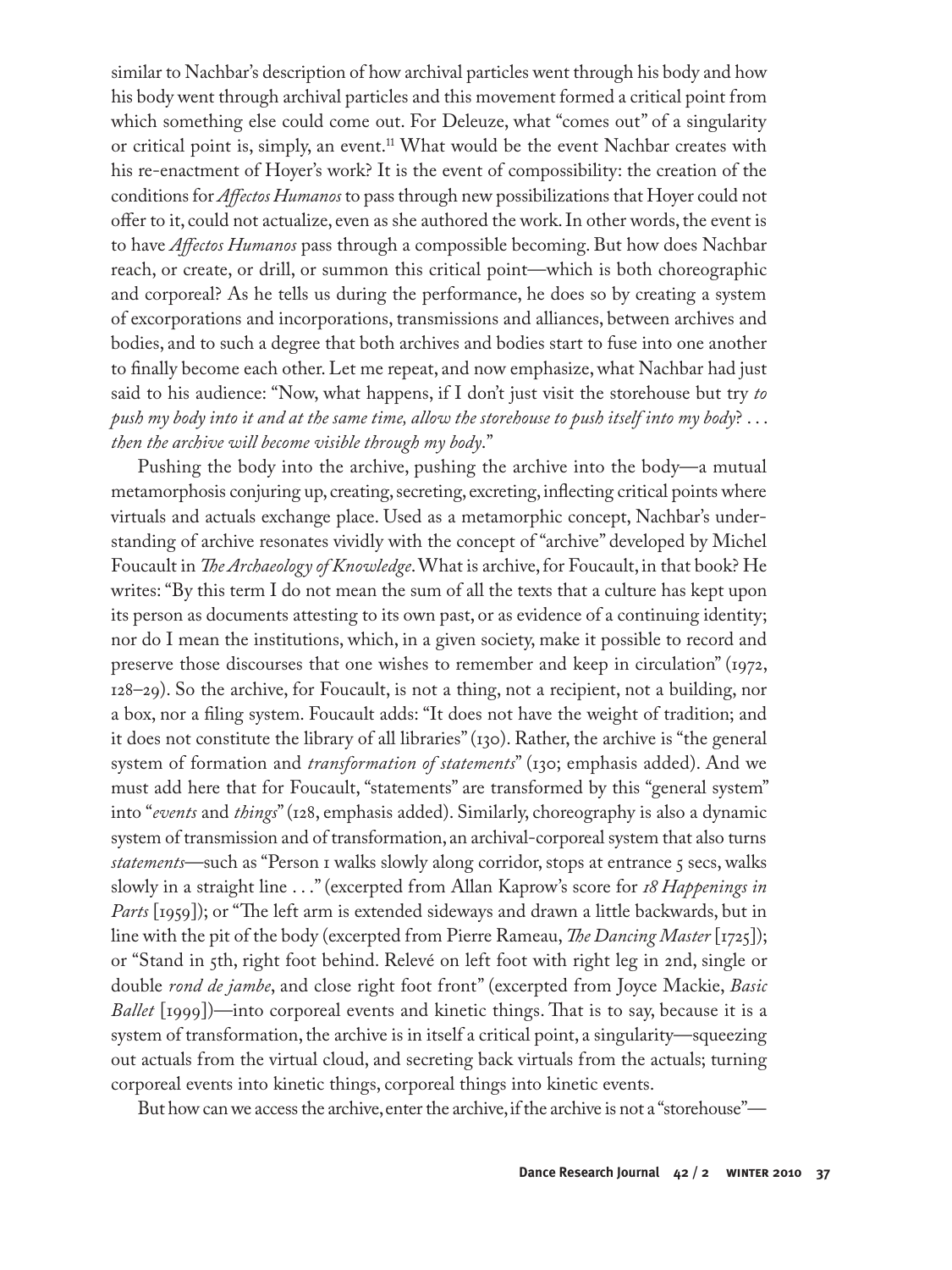similar to Nachbar's description of how archival particles went through his body and how his body went through archival particles and this movement formed a critical point from which something else could come out. For Deleuze, what "comes out" of a singularity or critical point is, simply, an event.[11] What would be the event Nachbar creates with his re-enactment of Hoyer's work? It is the event of compossibility: the creation of the conditions for *Affectos Humanos* to pass through new possibilizations that Hoyer could not offer to it, could not actualize, even as she authored the work. In other words, the event is to have *Affectos Humanos* pass through a compossible becoming. But how does Nachbar reach, or create, or drill, or summon this critical point—which is both choreographic and corporeal? As he tells us during the performance, he does so by creating a system of excorporations and incorporations, transmissions and alliances, between archives and bodies, and to such a degree that both archives and bodies start to fuse into one another to finally become each other. Let me repeat, and now emphasize, what Nachbar had just said to his audience: "Now, what happens, if I don't just visit the storehouse but try *to push my body into it and at the same time, allow the storehouse to push itself into my body*? . . . *then the archive will become visible through my body*."

Pushing the body into the archive, pushing the archive into the body—a mutual metamorphosis conjuring up, creating, secreting, excreting, inflecting critical points where virtuals and actuals exchange place. Used as a metamorphic concept, Nachbar's understanding of archive resonates vividly with the concept of "archive" developed by Michel Foucault in *The Archaeology of Knowledge*. What is archive, for Foucault, in that book? He writes: "By this term I do not mean the sum of all the texts that a culture has kept upon its person as documents attesting to its own past, or as evidence of a continuing identity; nor do I mean the institutions, which, in a given society, make it possible to record and preserve those discourses that one wishes to remember and keep in circulation" (1972, 128–29). So the archive, for Foucault, is not a thing, not a recipient, not a building, nor a box, nor a filing system. Foucault adds: "It does not have the weight of tradition; and it does not constitute the library of all libraries" (130). Rather, the archive is "the general system of formation and *transformation of statements*" (130; emphasis added). And we must add here that for Foucault, "statements" are transformed by this "general system" into "*events* and *things*" (128, emphasis added). Similarly, choreography is also a dynamic system of transmission and of transformation, an archival-corporeal system that also turns *statements*—such as "Person 1 walks slowly along corridor, stops at entrance 5 secs, walks slowly in a straight line . . ." (excerpted from Allan Kaprow's score for *18 Happenings in Parts* [1959]); or "The left arm is extended sideways and drawn a little backwards, but in line with the pit of the body (excerpted from Pierre Rameau, *The Dancing Master* [1725]); or "Stand in 5th, right foot behind. Relevé on left foot with right leg in 2nd, single or double *rond de jambe*, and close right foot front" (excerpted from Joyce Mackie, *Basic Ballet* [1999])—into corporeal events and kinetic things. That is to say, because it is a system of transformation, the archive is in itself a critical point, a singularity—squeezing out actuals from the virtual cloud, and secreting back virtuals from the actuals; turning corporeal events into kinetic things, corporeal things into kinetic events.

But how can we access the archive, enter the archive, if the archive is not a "storehouse"—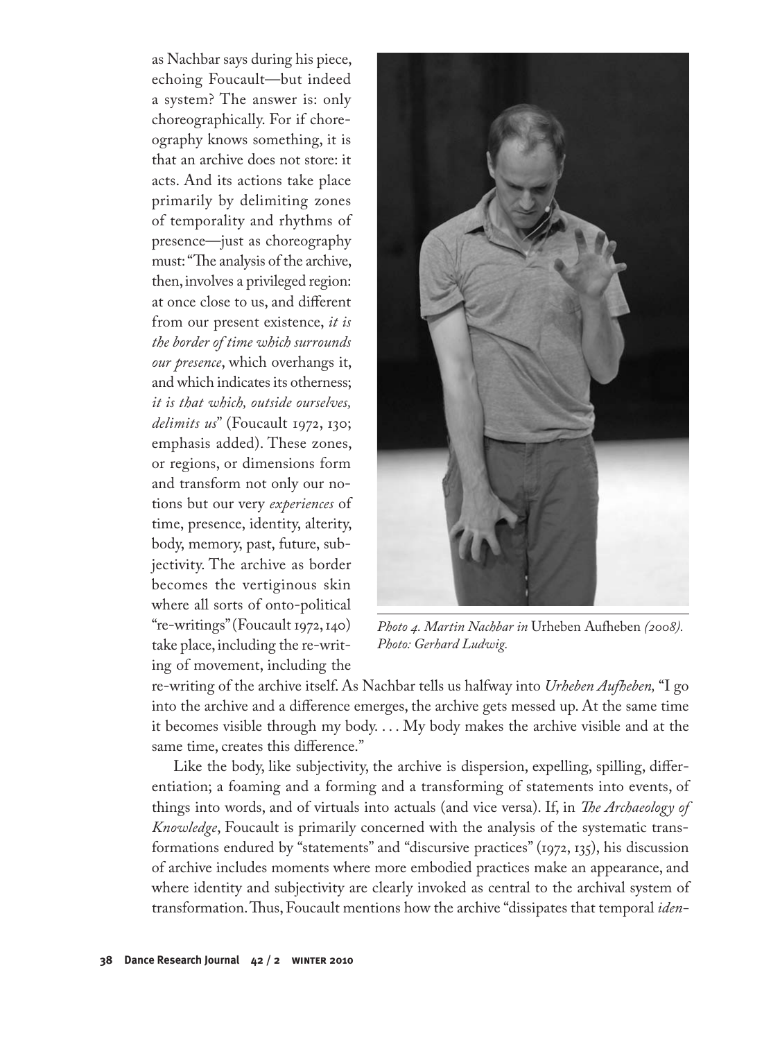as Nachbar says during his piece, echoing Foucault—but indeed a system? The answer is: only choreographically. For if choreography knows something, it is that an archive does not store: it acts. And its actions take place primarily by delimiting zones of temporality and rhythms of presence—just as choreography must: "The analysis of the archive, then, involves a privileged region: at once close to us, and different from our present existence, *it is the border of time which surrounds our presence*, which overhangs it, and which indicates its otherness; *it is that which, outside ourselves, delimits us*" (Foucault 1972, 130; emphasis added). These zones, or regions, or dimensions form and transform not only our notions but our very *experiences* of time, presence, identity, alterity, body, memory, past, future, subjectivity. The archive as border becomes the vertiginous skin where all sorts of onto-political "re-writings" (Foucault 1972, 140) take place, including the re-writing of movement, including the re-writing of the archive itself. As Nachbar tells us halfway into *Urheben Aufheben,* "I go into the archive and a difference emerges, the archive gets messed up. At the same time it becomes visible through my body. . . . My body makes the archive visible and at the same time, creates this difference."

*Photo 4. Martin Nachbar in* Urheben Aufheben *(2008). Photo: Gerhard Ludwig.*

Like the body, like subjectivity, the archive is dispersion, expelling, spilling, differentiation; a foaming and a forming and a transforming of statements into events, of things into words, and of virtuals into actuals (and vice versa). If, in *The Archaeology of Knowledge*, Foucault is primarily concerned with the analysis of the systematic transformations endured by "statements" and "discursive practices" (1972, 135), his discussion of archive includes moments where more embodied practices make an appearance, and where identity and subjectivity are clearly invoked as central to the archival system of transformation. Thus, Foucault mentions how the archive "dissipates that temporal *iden-*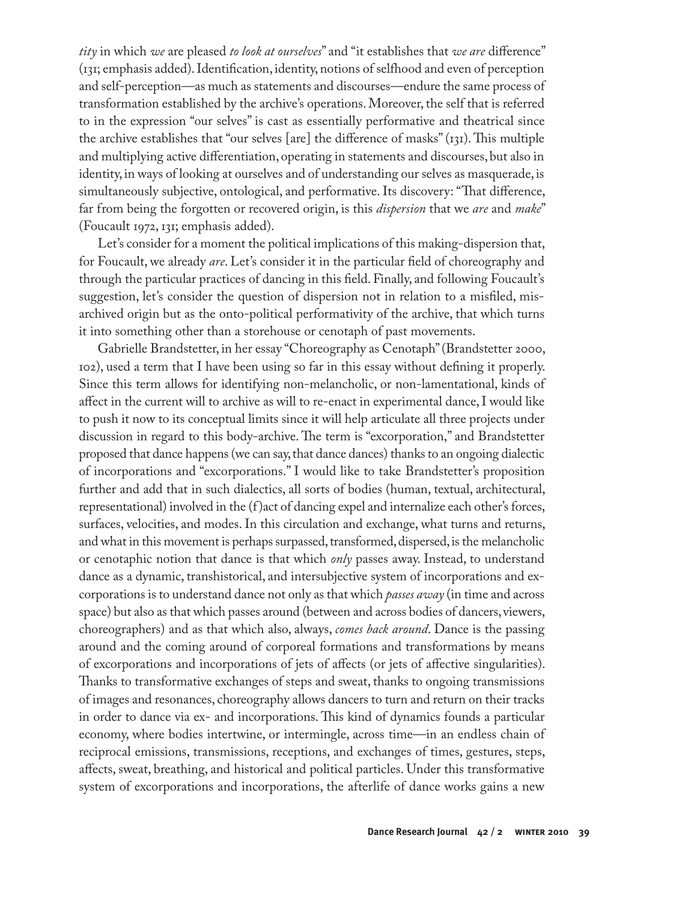*tity* in which *we* are pleased *to look at ourselves*" and "it establishes that *we are* difference" (131; emphasis added). Identification, identity, notions of selfhood and even of perception and self-perception—as much as statements and discourses—endure the same process of transformation established by the archive's operations. Moreover, the self that is referred to in the expression "our selves" is cast as essentially performative and theatrical since the archive establishes that "our selves [are] the difference of masks" (131). This multiple and multiplying active differentiation, operating in statements and discourses, but also in identity, in ways of looking at ourselves and of understanding our selves as masquerade, is simultaneously subjective, ontological, and performative. Its discovery: "That difference, far from being the forgotten or recovered origin, is this *dispersion* that we *are* and *make*" (Foucault 1972, 131; emphasis added).

Let's consider for a moment the political implications of this making-dispersion that, for Foucault, we already *are*. Let's consider it in the particular field of choreography and through the particular practices of dancing in this field. Finally, and following Foucault's suggestion, let's consider the question of dispersion not in relation to a misfiled, misarchived origin but as the onto-political performativity of the archive, that which turns it into something other than a storehouse or cenotaph of past movements.

Gabrielle Brandstetter, in her essay "Choreography as Cenotaph" (Brandstetter 2000, 102), used a term that I have been using so far in this essay without defining it properly. Since this term allows for identifying non-melancholic, or non-lamentational, kinds of affect in the current will to archive as will to re-enact in experimental dance, I would like to push it now to its conceptual limits since it will help articulate all three projects under discussion in regard to this body-archive. The term is "excorporation," and Brandstetter proposed that dance happens (we can say, that dance dances) thanks to an ongoing dialectic of incorporations and "excorporations." I would like to take Brandstetter's proposition further and add that in such dialectics, all sorts of bodies (human, textual, architectural, representational) involved in the (f)act of dancing expel and internalize each other's forces, surfaces, velocities, and modes. In this circulation and exchange, what turns and returns, and what in this movement is perhaps surpassed, transformed, dispersed, is the melancholic or cenotaphic notion that dance is that which *only* passes away. Instead, to understand dance as a dynamic, transhistorical, and intersubjective system of incorporations and excorporations is to understand dance not only as that which *passes away* (in time and across space) but also as that which passes around (between and across bodies of dancers, viewers, choreographers) and as that which also, always, *comes back around*. Dance is the passing around and the coming around of corporeal formations and transformations by means of excorporations and incorporations of jets of affects (or jets of affective singularities). Thanks to transformative exchanges of steps and sweat, thanks to ongoing transmissions of images and resonances, choreography allows dancers to turn and return on their tracks in order to dance via ex- and incorporations. This kind of dynamics founds a particular economy, where bodies intertwine, or intermingle, across time—in an endless chain of reciprocal emissions, transmissions, receptions, and exchanges of times, gestures, steps, affects, sweat, breathing, and historical and political particles. Under this transformative system of excorporations and incorporations, the afterlife of dance works gains a new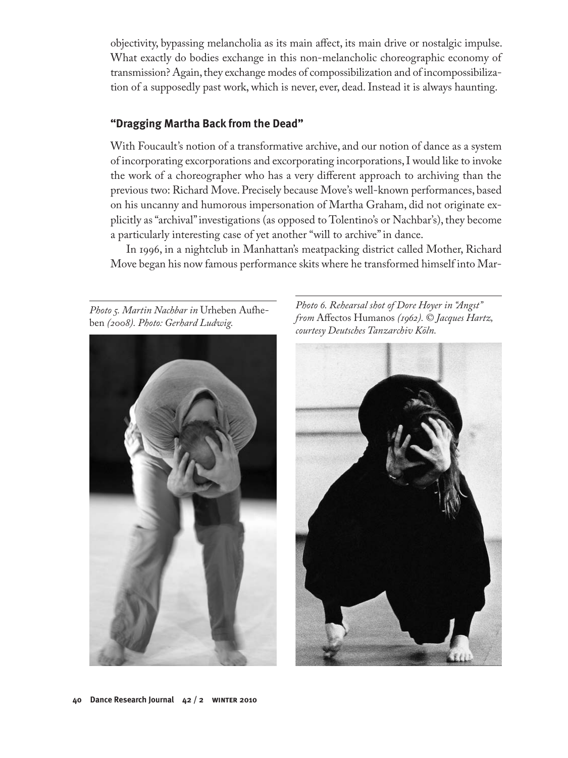objectivity, bypassing melancholia as its main affect, its main drive or nostalgic impulse. What exactly do bodies exchange in this non-melancholic choreographic economy of transmission? Again, they exchange modes of compossibilization and of incompossibilization of a supposedly past work, which is never, ever, dead. Instead it is always haunting.

## "Dragging Martha Back from the Dead"

With Foucault's notion of a transformative archive, and our notion of dance as a system of incorporating excorporations and excorporating incorporations, I would like to invoke the work of a choreographer who has a very different approach to archiving than the previous two: Richard Move. Precisely because Move's well-known performances, based on his uncanny and humorous impersonation of Martha Graham, did not originate explicitly as "archival" investigations (as opposed to Tolentino's or Nachbar's), they become a particularly interesting case of yet another "will to archive" in dance.

In 1996, in a nightclub in Manhattan's meatpacking district called Mother, Richard Move began his now famous performance skits where he transformed himself into Mar-

*Photo 5. Martin Nachbar in* Urheben Aufheben *(2008). Photo: Gerhard Ludwig.*

*Photo 6. Rehearsal shot of Dore Hoyer in "Angst" from* Affectos Humanos *(1962). © Jacques Hartz, courtesy Deutsches Tanzarchiv Köln.*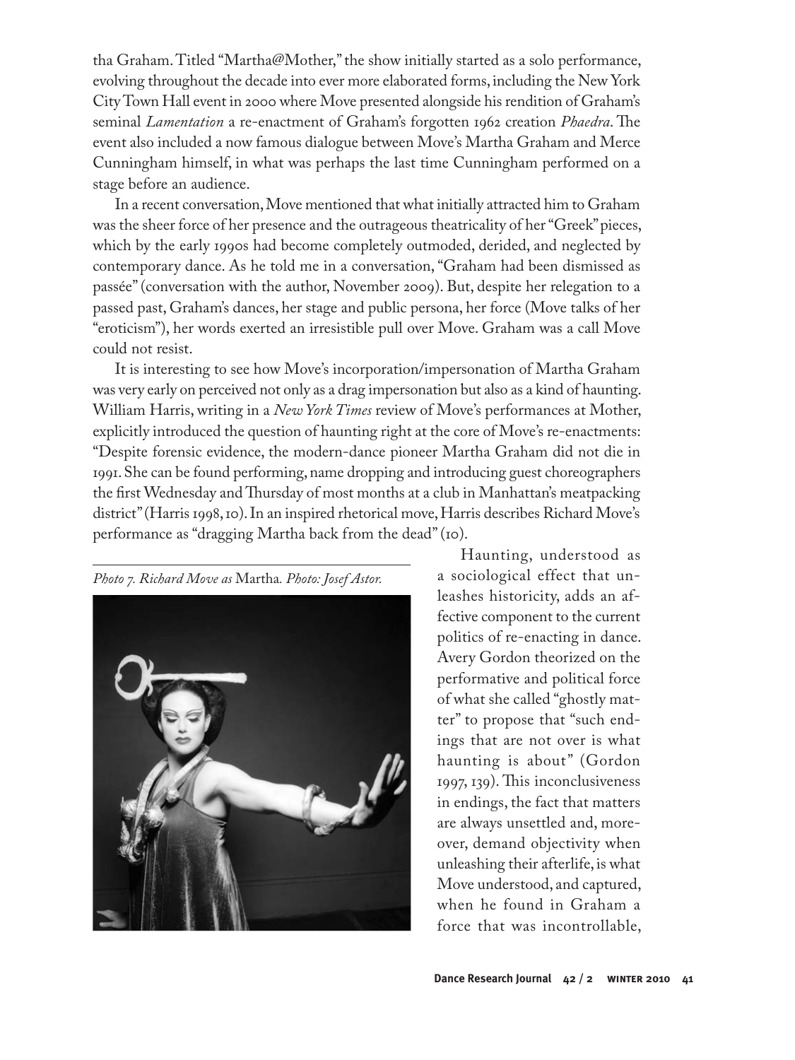tha Graham. Titled "Martha@Mother," the show initially started as a solo performance, evolving throughout the decade into ever more elaborated forms, including the New York City Town Hall event in 2000 where Move presented alongside his rendition of Graham's seminal *Lamentation* a re-enactment of Graham's forgotten 1962 creation *Phaedra*. The event also included a now famous dialogue between Move's Martha Graham and Merce Cunningham himself, in what was perhaps the last time Cunningham performed on a stage before an audience.

In a recent conversation, Move mentioned that what initially attracted him to Graham was the sheer force of her presence and the outrageous theatricality of her "Greek" pieces, which by the early 1990s had become completely outmoded, derided, and neglected by contemporary dance. As he told me in a conversation, "Graham had been dismissed as passée" (conversation with the author, November 2009). But, despite her relegation to a passed past, Graham's dances, her stage and public persona, her force (Move talks of her "eroticism"), her words exerted an irresistible pull over Move. Graham was a call Move could not resist.

It is interesting to see how Move's incorporation/impersonation of Martha Graham was very early on perceived not only as a drag impersonation but also as a kind of haunting. William Harris, writing in a *New York Times* review of Move's performances at Mother, explicitly introduced the question of haunting right at the core of Move's re-enactments: "Despite forensic evidence, the modern-dance pioneer Martha Graham did not die in 1991. She can be found performing, name dropping and introducing guest choreographers the first Wednesday and Thursday of most months at a club in Manhattan's meatpacking district" (Harris 1998, 10). In an inspired rhetorical move, Harris describes Richard Move's performance as "dragging Martha back from the dead" (10).

*Photo 7. Richard Move as* Martha. *Photo: Josef Astor.*

Haunting, understood as a sociological effect that unleashes historicity, adds an affective component to the current politics of re-enacting in dance. Avery Gordon theorized on the performative and political force of what she called "ghostly matter" to propose that "such endings that are not over is what haunting is about" (Gordon 1997, 139). This inconclusiveness in endings, the fact that matters are always unsettled and, moreover, demand objectivity when unleashing their afterlife, is what Move understood, and captured, when he found in Graham a force that was incontrollable,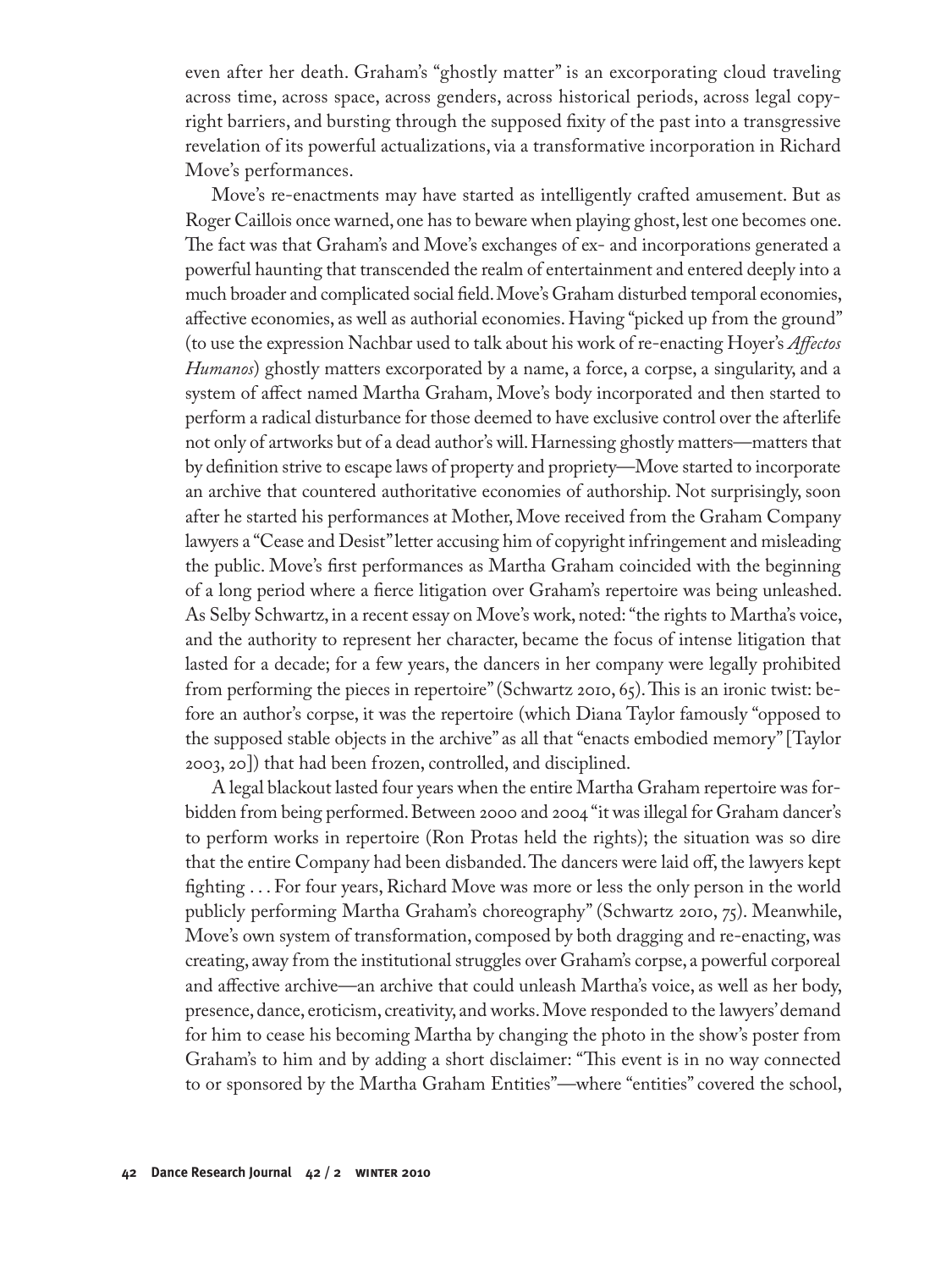even after her death. Graham's "ghostly matter" is an excorporating cloud traveling across time, across space, across genders, across historical periods, across legal copyright barriers, and bursting through the supposed fixity of the past into a transgressive revelation of its powerful actualizations, via a transformative incorporation in Richard Move's performances.

Move's re-enactments may have started as intelligently crafted amusement. But as Roger Caillois once warned, one has to beware when playing ghost, lest one becomes one. The fact was that Graham's and Move's exchanges of ex- and incorporations generated a powerful haunting that transcended the realm of entertainment and entered deeply into a much broader and complicated social field. Move's Graham disturbed temporal economies, affective economies, as well as authorial economies. Having "picked up from the ground" (to use the expression Nachbar used to talk about his work of re-enacting Hoyer's *Affectos Humanos*) ghostly matters excorporated by a name, a force, a corpse, a singularity, and a system of affect named Martha Graham, Move's body incorporated and then started to perform a radical disturbance for those deemed to have exclusive control over the afterlife not only of artworks but of a dead author's will. Harnessing ghostly matters—matters that by definition strive to escape laws of property and propriety—Move started to incorporate an archive that countered authoritative economies of authorship. Not surprisingly, soon after he started his performances at Mother, Move received from the Graham Company lawyers a "Cease and Desist" letter accusing him of copyright infringement and misleading the public. Move's first performances as Martha Graham coincided with the beginning of a long period where a fierce litigation over Graham's repertoire was being unleashed. As Selby Schwartz, in a recent essay on Move's work, noted: "the rights to Martha's voice, and the authority to represent her character, became the focus of intense litigation that lasted for a decade; for a few years, the dancers in her company were legally prohibited from performing the pieces in repertoire" (Schwartz 2010, 65). This is an ironic twist: before an author's corpse, it was the repertoire (which Diana Taylor famously "opposed to the supposed stable objects in the archive" as all that "enacts embodied memory" [Taylor 2003, 20]) that had been frozen, controlled, and disciplined.

A legal blackout lasted four years when the entire Martha Graham repertoire was forbidden from being performed. Between 2000 and 2004 "it was illegal for Graham dancer's to perform works in repertoire (Ron Protas held the rights); the situation was so dire that the entire Company had been disbanded. The dancers were laid off, the lawyers kept fighting . . . For four years, Richard Move was more or less the only person in the world publicly performing Martha Graham's choreography" (Schwartz 2010, 75). Meanwhile, Move's own system of transformation, composed by both dragging and re-enacting, was creating, away from the institutional struggles over Graham's corpse, a powerful corporeal and affective archive—an archive that could unleash Martha's voice, as well as her body, presence, dance, eroticism, creativity, and works. Move responded to the lawyers' demand for him to cease his becoming Martha by changing the photo in the show's poster from Graham's to him and by adding a short disclaimer: "This event is in no way connected to or sponsored by the Martha Graham Entities"—where "entities" covered the school,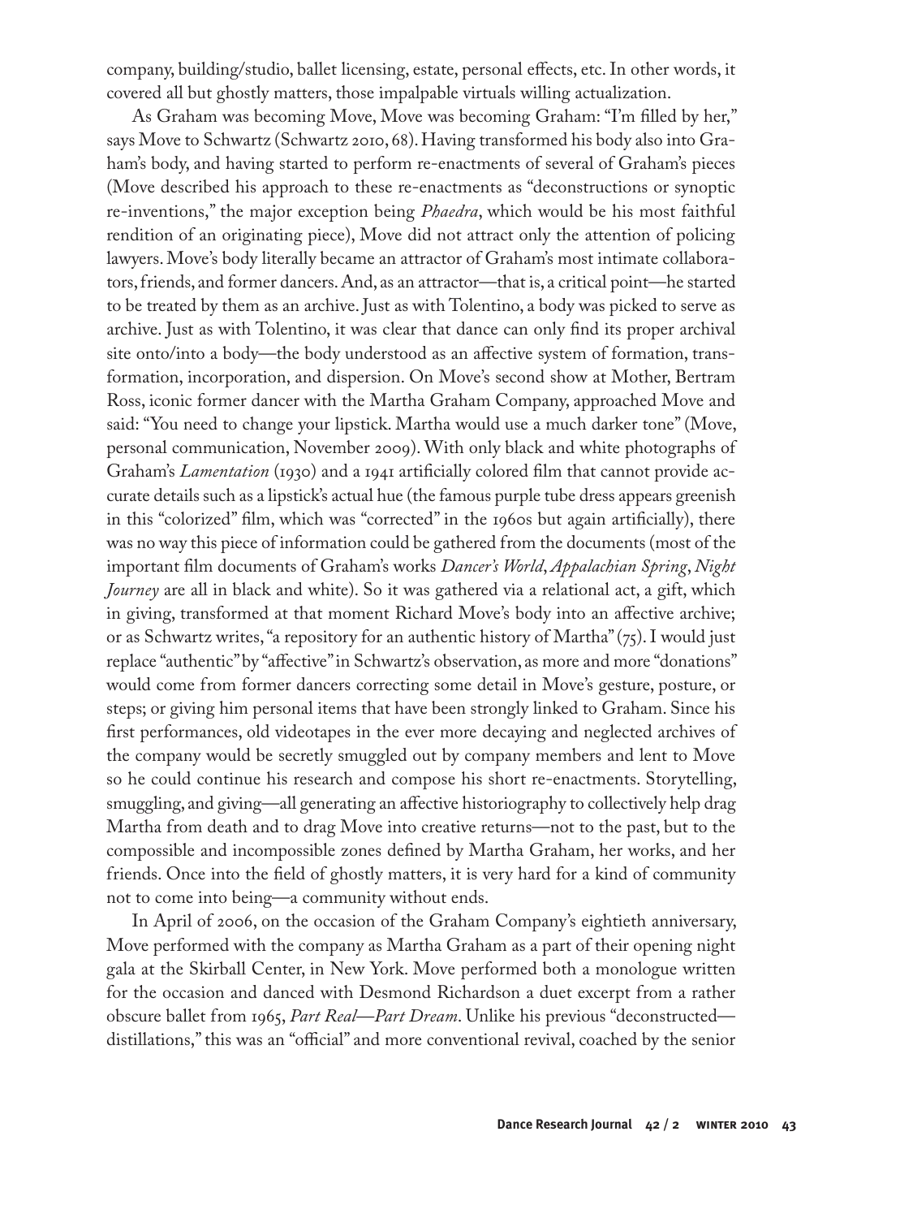company, building/studio, ballet licensing, estate, personal effects, etc. In other words, it covered all but ghostly matters, those impalpable virtuals willing actualization.

As Graham was becoming Move, Move was becoming Graham: "I'm filled by her," says Move to Schwartz (Schwartz 2010, 68). Having transformed his body also into Graham's body, and having started to perform re-enactments of several of Graham's pieces (Move described his approach to these re-enactments as "deconstructions or synoptic re-inventions," the major exception being *Phaedra*, which would be his most faithful rendition of an originating piece), Move did not attract only the attention of policing lawyers. Move's body literally became an attractor of Graham's most intimate collaborators, friends, and former dancers. And, as an attractor—that is, a critical point—he started to be treated by them as an archive. Just as with Tolentino, a body was picked to serve as archive. Just as with Tolentino, it was clear that dance can only find its proper archival site onto/into a body—the body understood as an affective system of formation, transformation, incorporation, and dispersion. On Move's second show at Mother, Bertram Ross, iconic former dancer with the Martha Graham Company, approached Move and said: "You need to change your lipstick. Martha would use a much darker tone" (Move, personal communication, November 2009). With only black and white photographs of Graham's *Lamentation* (1930) and a 1941 artificially colored film that cannot provide accurate details such as a lipstick's actual hue (the famous purple tube dress appears greenish in this "colorized" film, which was "corrected" in the 1960s but again artificially), there was no way this piece of information could be gathered from the documents (most of the important film documents of Graham's works *Dancer's World*, *Appalachian Spring*, *Night Journey* are all in black and white). So it was gathered via a relational act, a gift, which in giving, transformed at that moment Richard Move's body into an affective archive; or as Schwartz writes, "a repository for an authentic history of Martha" (75). I would just replace "authentic" by "affective" in Schwartz's observation, as more and more "donations" would come from former dancers correcting some detail in Move's gesture, posture, or steps; or giving him personal items that have been strongly linked to Graham. Since his first performances, old videotapes in the ever more decaying and neglected archives of the company would be secretly smuggled out by company members and lent to Move so he could continue his research and compose his short re-enactments. Storytelling, smuggling, and giving—all generating an affective historiography to collectively help drag Martha from death and to drag Move into creative returns—not to the past, but to the compossible and incompossible zones defined by Martha Graham, her works, and her friends. Once into the field of ghostly matters, it is very hard for a kind of community not to come into being—a community without ends.

In April of 2006, on the occasion of the Graham Company's eightieth anniversary, Move performed with the company as Martha Graham as a part of their opening night gala at the Skirball Center, in New York. Move performed both a monologue written for the occasion and danced with Desmond Richardson a duet excerpt from a rather obscure ballet from 1965, *Part Real—Part Dream*. Unlike his previous "deconstructed—distillations," this was an "official" and more conventional revival, coached by the senior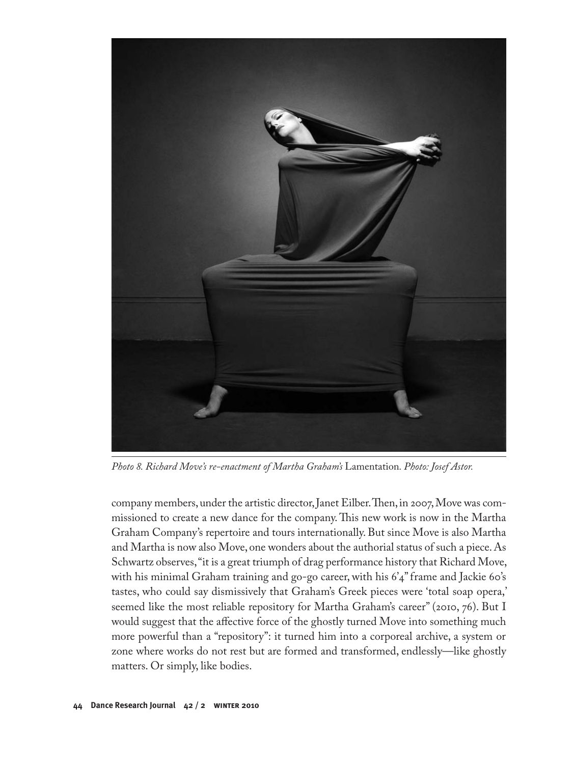*Photo 8. Richard Move's re-enactment of Martha Graham's* Lamentation*. Photo: Josef Astor.*

company members, under the artistic director, Janet Eilber. Then, in 2007, Move was commissioned to create a new dance for the company. This new work is now in the Martha Graham Company's repertoire and tours internationally. But since Move is also Martha and Martha is now also Move, one wonders about the authorial status of such a piece. As Schwartz observes, "it is a great triumph of drag performance history that Richard Move, with his minimal Graham training and go-go career, with his 6'4" frame and Jackie 60's tastes, who could say dismissively that Graham's Greek pieces were 'total soap opera,' seemed like the most reliable repository for Martha Graham's career" (2010, 76). But I would suggest that the affective force of the ghostly turned Move into something much more powerful than a "repository": it turned him into a corporeal archive, a system or zone where works do not rest but are formed and transformed, endlessly—like ghostly matters. Or simply, like bodies.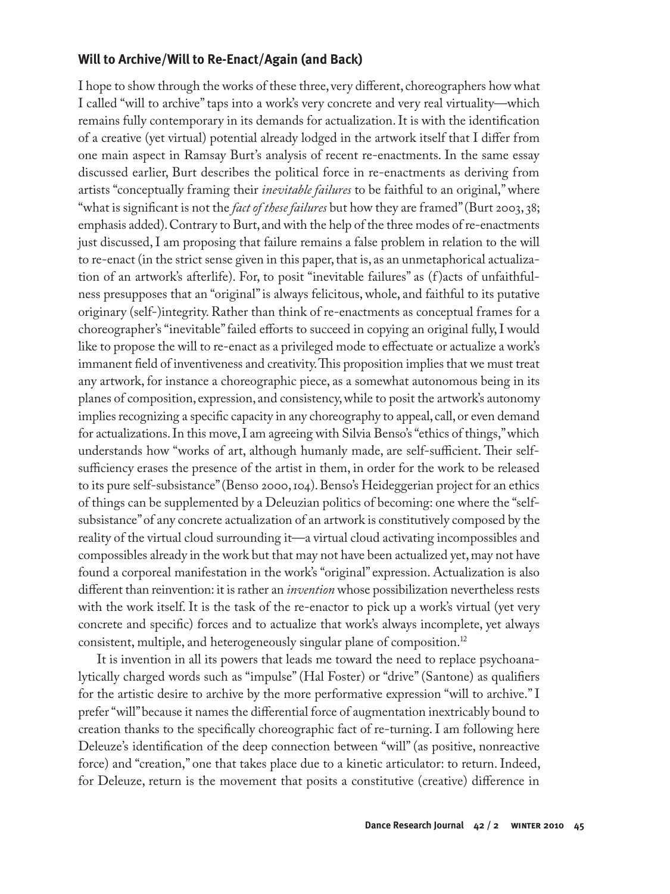### Will to Archive/Will to Re-Enact/Again (and Back)

I hope to show through the works of these three, very different, choreographers how what I called "will to archive" taps into a work's very concrete and very real virtuality—which remains fully contemporary in its demands for actualization. It is with the identification of a creative (yet virtual) potential already lodged in the artwork itself that I differ from one main aspect in Ramsay Burt's analysis of recent re-enactments. In the same essay discussed earlier, Burt describes the political force in re-enactments as deriving from artists "conceptually framing their *inevitable failures* to be faithful to an original," where "what is significant is not the *fact of these failures* but how they are framed" (Burt 2003, 38; emphasis added). Contrary to Burt, and with the help of the three modes of re-enactments just discussed, I am proposing that failure remains a false problem in relation to the will to re-enact (in the strict sense given in this paper, that is, as an unmetaphorical actualization of an artwork's afterlife). For, to posit "inevitable failures" as (f)acts of unfaithfulness presupposes that an "original" is always felicitous, whole, and faithful to its putative originary (self-)integrity. Rather than think of re-enactments as conceptual frames for a choreographer's "inevitable" failed efforts to succeed in copying an original fully, I would like to propose the will to re-enact as a privileged mode to effectuate or actualize a work's immanent field of inventiveness and creativity. This proposition implies that we must treat any artwork, for instance a choreographic piece, as a somewhat autonomous being in its planes of composition, expression, and consistency, while to posit the artwork's autonomy implies recognizing a specific capacity in any choreography to appeal, call, or even demand for actualizations. In this move, I am agreeing with Silvia Benso's "ethics of things," which understands how "works of art, although humanly made, are self-sufficient. Their self-sufficiency erases the presence of the artist in them, in order for the work to be released to its pure self-subsistance" (Benso 2000, 104). Benso's Heideggerian project for an ethics of things can be supplemented by a Deleuzian politics of becoming: one where the "self-subsistance" of any concrete actualization of an artwork is constitutively composed by the reality of the virtual cloud surrounding it—a virtual cloud activating incompossibles and compossibles already in the work but that may not have been actualized yet, may not have found a corporeal manifestation in the work's "original" expression. Actualization is also different than reinvention: it is rather an *invention* whose possibilization nevertheless rests with the work itself. It is the task of the re-enactor to pick up a work's virtual (yet very concrete and specific) forces and to actualize that work's always incomplete, yet always consistent, multiple, and heterogeneously singular plane of composition.[12]

It is invention in all its powers that leads me toward the need to replace psychoanalytically charged words such as "impulse" (Hal Foster) or "drive" (Santone) as qualifiers for the artistic desire to archive by the more performative expression "will to archive." I prefer "will" because it names the differential force of augmentation inextricably bound to creation thanks to the specifically choreographic fact of re-turning. I am following here Deleuze's identification of the deep connection between "will" (as positive, nonreactive force) and "creation," one that takes place due to a kinetic articulator: to return. Indeed, for Deleuze, return is the movement that posits a constitutive (creative) difference in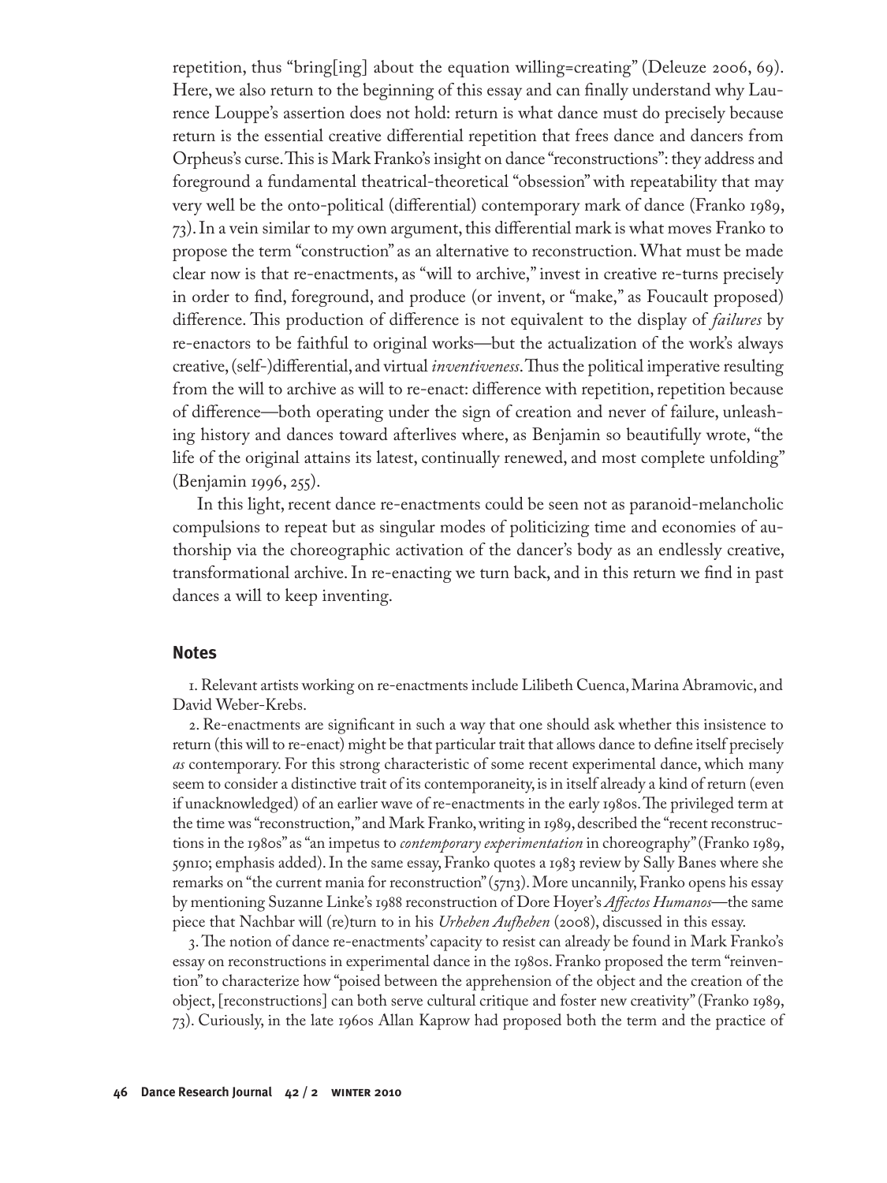repetition, thus "bring[ing] about the equation willing=creating" (Deleuze 2006, 69). Here, we also return to the beginning of this essay and can finally understand why Laurence Louppe's assertion does not hold: return is what dance must do precisely because return is the essential creative differential repetition that frees dance and dancers from Orpheus's curse. This is Mark Franko's insight on dance "reconstructions": they address and foreground a fundamental theatrical-theoretical "obsession" with repeatability that may very well be the onto-political (differential) contemporary mark of dance (Franko 1989, 73). In a vein similar to my own argument, this differential mark is what moves Franko to propose the term "construction" as an alternative to reconstruction. What must be made clear now is that re-enactments, as "will to archive," invest in creative re-turns precisely in order to find, foreground, and produce (or invent, or "make," as Foucault proposed) difference. This production of difference is not equivalent to the display of *failures* by re-enactors to be faithful to original works—but the actualization of the work's always creative, (self-)differential, and virtual *inventiveness*. Thus the political imperative resulting from the will to archive as will to re-enact: difference with repetition, repetition because of difference—both operating under the sign of creation and never of failure, unleashing history and dances toward afterlives where, as Benjamin so beautifully wrote, "the life of the original attains its latest, continually renewed, and most complete unfolding" (Benjamin 1996, 255).

In this light, recent dance re-enactments could be seen not as paranoid-melancholic compulsions to repeat but as singular modes of politicizing time and economies of authorship via the choreographic activation of the dancer's body as an endlessly creative, transformational archive. In re-enacting we turn back, and in this return we find in past dances a will to keep inventing.

## Notes

1. Relevant artists working on re-enactments include Lilibeth Cuenca, Marina Abramovic, and David Weber-Krebs.

2. Re-enactments are significant in such a way that one should ask whether this insistence to return (this will to re-enact) might be that particular trait that allows dance to define itself precisely *as* contemporary. For this strong characteristic of some recent experimental dance, which many seem to consider a distinctive trait of its contemporaneity, is in itself already a kind of return (even if unacknowledged) of an earlier wave of re-enactments in the early 1980s. The privileged term at the time was "reconstruction," and Mark Franko, writing in 1989, described the "recent reconstructions in the 1980s" as "an impetus to *contemporary experimentation* in choreography" (Franko 1989, 59n10; emphasis added). In the same essay, Franko quotes a 1983 review by Sally Banes where she remarks on "the current mania for reconstruction" (57n3). More uncannily, Franko opens his essay by mentioning Suzanne Linke's 1988 reconstruction of Dore Hoyer's *Affectos Humanos*—the same piece that Nachbar will (re)turn to in his *Urheben Aufheben* (2008), discussed in this essay.

3. The notion of dance re-enactments' capacity to resist can already be found in Mark Franko's essay on reconstructions in experimental dance in the 1980s. Franko proposed the term "reinvention" to characterize how "poised between the apprehension of the object and the creation of the object, [reconstructions] can both serve cultural critique and foster new creativity" (Franko 1989, 73). Curiously, in the late 1960s Allan Kaprow had proposed both the term and the practice of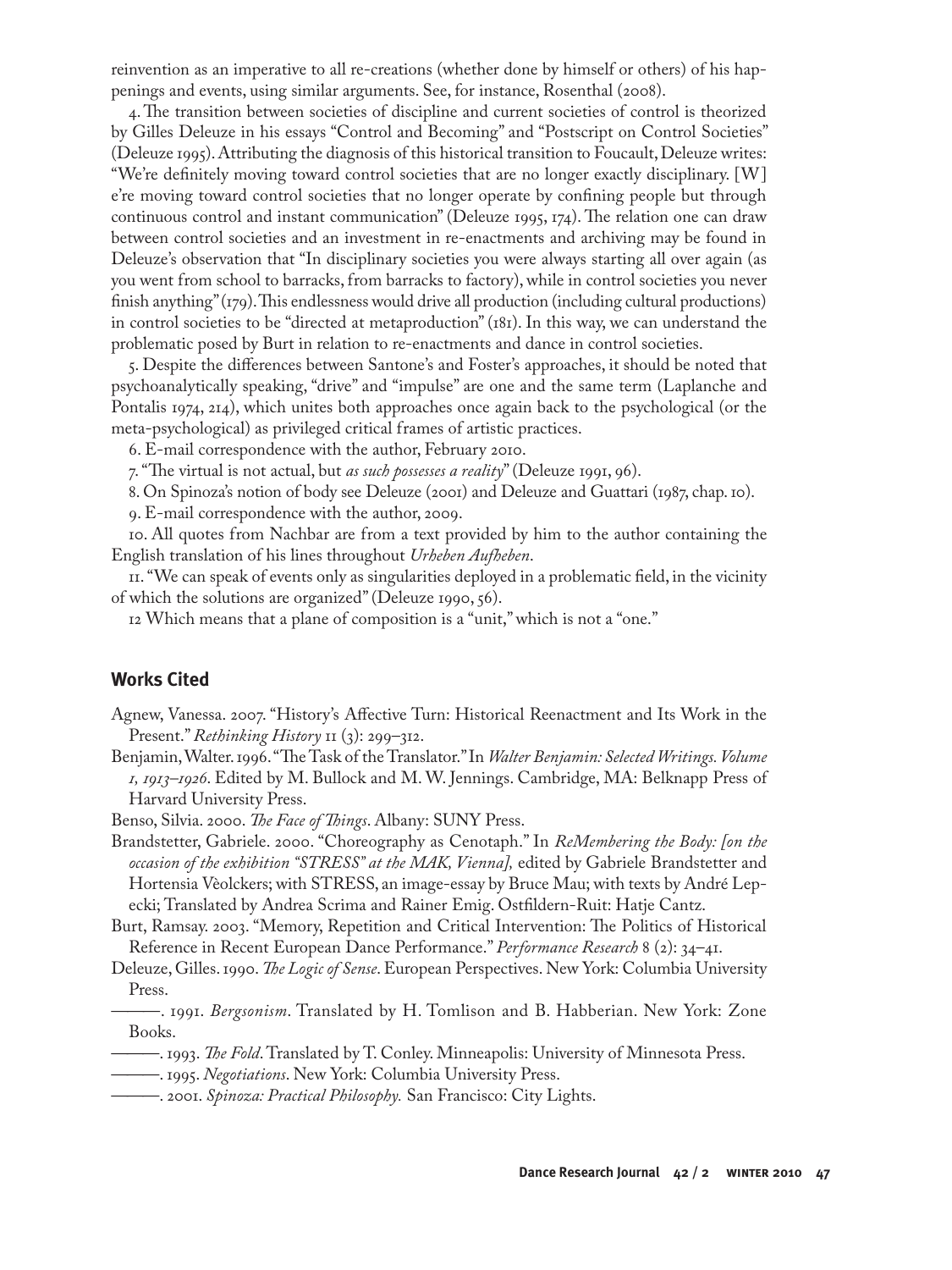reinvention as an imperative to all re-creations (whether done by himself or others) of his happenings and events, using similar arguments. See, for instance, Rosenthal (2008).

4. The transition between societies of discipline and current societies of control is theorized by Gilles Deleuze in his essays "Control and Becoming" and "Postscript on Control Societies" (Deleuze 1995). Attributing the diagnosis of this historical transition to Foucault, Deleuze writes: "We're definitely moving toward control societies that are no longer exactly disciplinary. [W] e're moving toward control societies that no longer operate by confining people but through continuous control and instant communication" (Deleuze 1995, 174). The relation one can draw between control societies and an investment in re-enactments and archiving may be found in Deleuze's observation that "In disciplinary societies you were always starting all over again (as you went from school to barracks, from barracks to factory), while in control societies you never finish anything" (179). This endlessness would drive all production (including cultural productions) in control societies to be "directed at metaproduction" (181). In this way, we can understand the problematic posed by Burt in relation to re-enactments and dance in control societies.

5. Despite the differences between Santone's and Foster's approaches, it should be noted that psychoanalytically speaking, "drive" and "impulse" are one and the same term (Laplanche and Pontalis 1974, 214), which unites both approaches once again back to the psychological (or the meta-psychological) as privileged critical frames of artistic practices.

6. E-mail correspondence with the author, February 2010.

7. "The virtual is not actual, but *as such possesses a reality*" (Deleuze 1991, 96).

8. On Spinoza's notion of body see Deleuze (2001) and Deleuze and Guattari (1987, chap. 10).

9. E-mail correspondence with the author, 2009.

10. All quotes from Nachbar are from a text provided by him to the author containing the English translation of his lines throughout *Urheben Aufheben*.

11. "We can speak of events only as singularities deployed in a problematic field, in the vicinity of which the solutions are organized" (Deleuze 1990, 56).

12 Which means that a plane of composition is a "unit," which is not a "one."

## Works Cited

Agnew, Vanessa. 2007. "History's Affective Turn: Historical Reenactment and Its Work in the Present." *Rethinking History* 11 (3): 299–312.

Benjamin, Walter. 1996. "The Task of the Translator." In *Walter Benjamin: Selected Writings. Volume 1, 1913–1926*. Edited by M. Bullock and M. W. Jennings. Cambridge, MA: Belknapp Press of Harvard University Press.

Benso, Silvia. 2000. *The Face of Things*. Albany: SUNY Press.

Brandstetter, Gabriele. 2000. "Choreography as Cenotaph." In *ReMembering the Body: [on the occasion of the exhibition "STRESS" at the MAK, Vienna],* edited by Gabriele Brandstetter and Hortensia Vèolckers; with STRESS, an image-essay by Bruce Mau; with texts by André Lepecki; Translated by Andrea Scrima and Rainer Emig. Ostfildern-Ruit: Hatje Cantz.

Burt, Ramsay. 2003. "Memory, Repetition and Critical Intervention: The Politics of Historical Reference in Recent European Dance Performance." *Performance Research* 8 (2): 34–41.

Deleuze, Gilles. 1990. *The Logic of Sense*. European Perspectives. New York: Columbia University Press.

———. 1991. *Bergsonism*. Translated by H. Tomlison and B. Habberian. New York: Zone Books.

———. 1993. *The Fold*. Translated by T. Conley. Minneapolis: University of Minnesota Press.

———. 1995. *Negotiations*. New York: Columbia University Press.

———. 2001. *Spinoza: Practical Philosophy.* San Francisco: City Lights.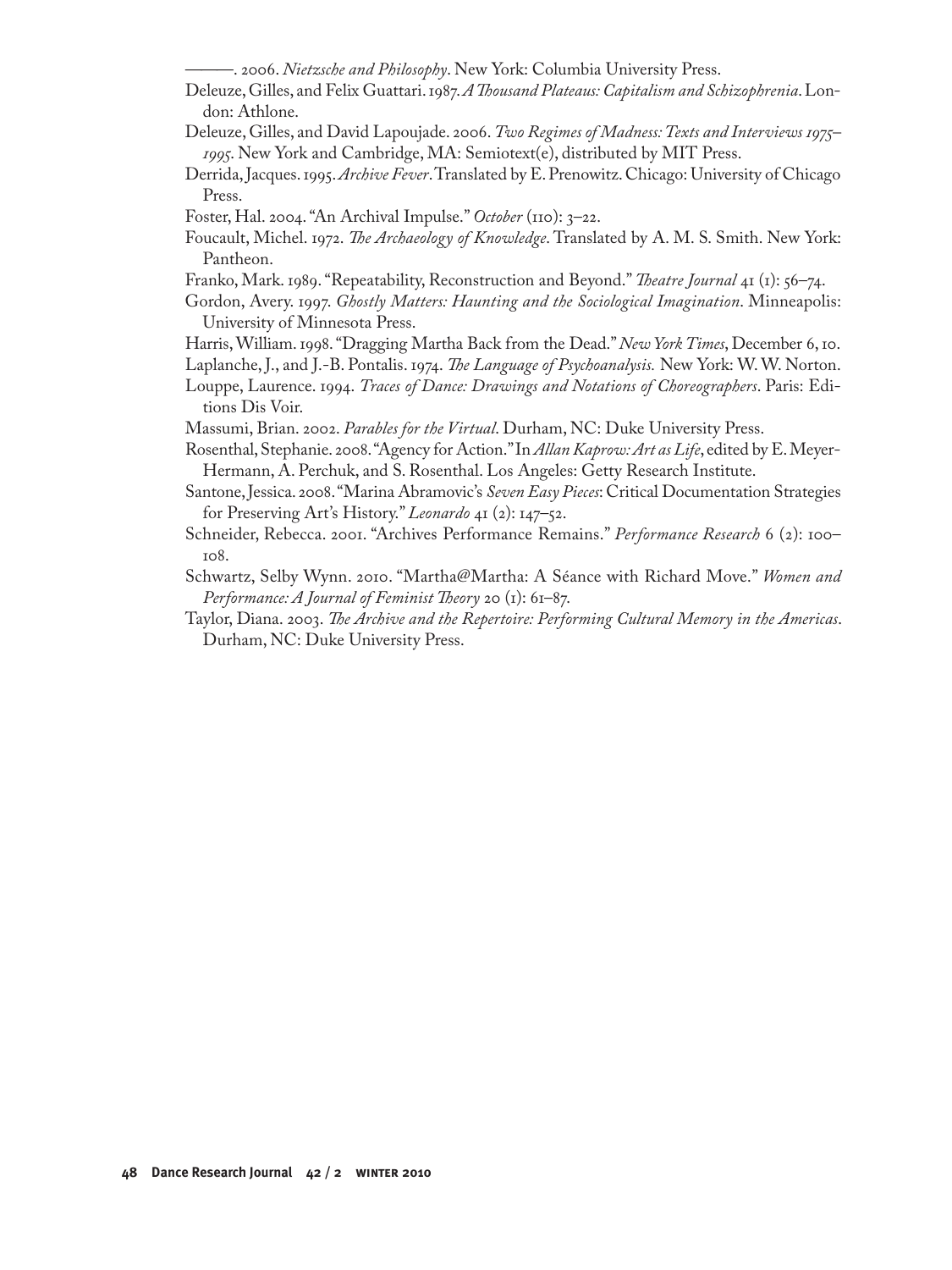———. 2006. *Nietzsche and Philosophy*. New York: Columbia University Press.

Deleuze, Gilles, and Felix Guattari. 1987. *A Thousand Plateaus: Capitalism and Schizophrenia*. London: Athlone.

Deleuze, Gilles, and David Lapoujade. 2006. *Two Regimes of Madness: Texts and Interviews 1975–1995*. New York and Cambridge, MA: Semiotext(e), distributed by MIT Press.

Derrida, Jacques. 1995. *Archive Fever*. Translated by E. Prenowitz. Chicago: University of Chicago Press.

Foster, Hal. 2004. "An Archival Impulse." *October* (110): 3–22.

Foucault, Michel. 1972. *The Archaeology of Knowledge*. Translated by A. M. S. Smith. New York: Pantheon.

Franko, Mark. 1989. "Repeatability, Reconstruction and Beyond." *Theatre Journal* 41 (1): 56–74.

Gordon, Avery. 1997. *Ghostly Matters: Haunting and the Sociological Imagination*. Minneapolis: University of Minnesota Press.

Harris, William. 1998. "Dragging Martha Back from the Dead." *New York Times*, December 6, 10.

Laplanche, J., and J.-B. Pontalis. 1974. *The Language of Psychoanalysis.* New York: W. W. Norton.

Louppe, Laurence. 1994. *Traces of Dance: Drawings and Notations of Choreographers*. Paris: Editions Dis Voir.

Massumi, Brian. 2002. *Parables for the Virtual*. Durham, NC: Duke University Press.

Rosenthal, Stephanie. 2008. "Agency for Action." In *Allan Kaprow: Art as Life*, edited by E. Meyer-Hermann, A. Perchuk, and S. Rosenthal. Los Angeles: Getty Research Institute.

Santone, Jessica. 2008. "Marina Abramovic's *Seven Easy Pieces*: Critical Documentation Strategies for Preserving Art's History." *Leonardo* 41 (2): 147–52.

Schneider, Rebecca. 2001. "Archives Performance Remains." *Performance Research* 6 (2): 100–108.

Schwartz, Selby Wynn. 2010. "Martha@Martha: A Séance with Richard Move." *Women and Performance: A Journal of Feminist Theory* 20 (1): 61–87.

Taylor, Diana. 2003. *The Archive and the Repertoire: Performing Cultural Memory in the Americas*. Durham, NC: Duke University Press.